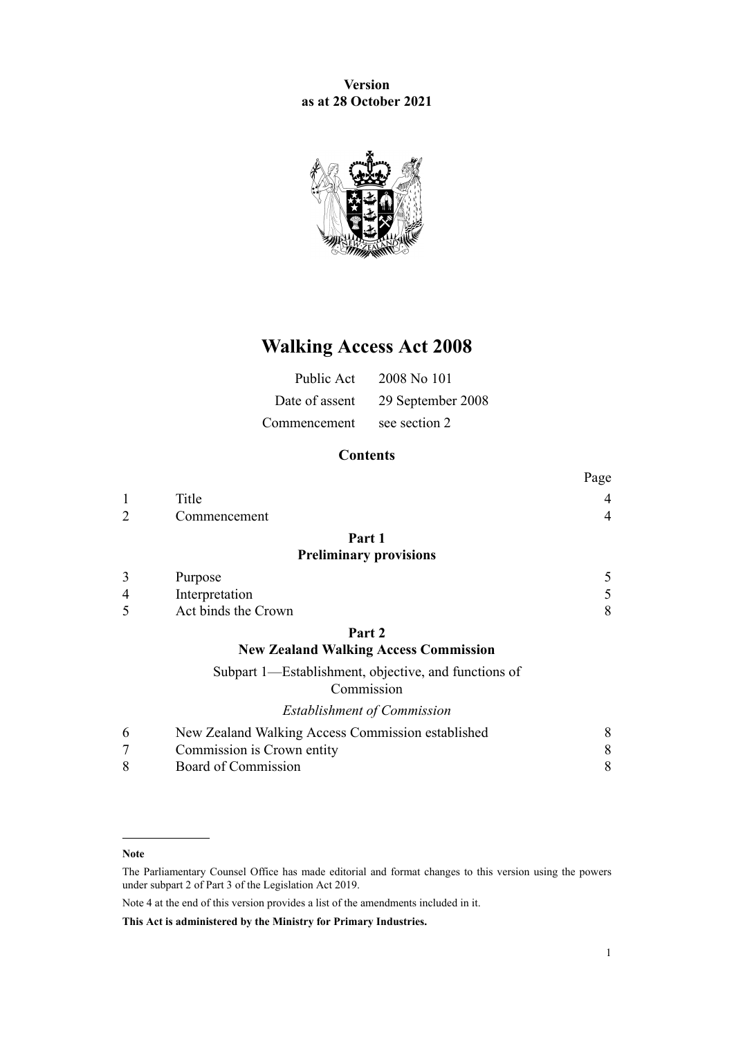**Version**
**as at 28 October 2021**

# Walking Access Act 2008

| | |
|---|---|
| Public Act | 2008 No 101 |
| Date of assent | 29 September 2008 |
| Commencement | see section 2 |

## Contents

| | | Page |
|---|---|---|
| 1 | Title | 4 |
| 2 | Commencement | 4 |
| | **Part 1** **Preliminary provisions** | |
| 3 | Purpose | 5 |
| 4 | Interpretation | 5 |
| 5 | Act binds the Crown | 8 |
| | **Part 2** **New Zealand Walking Access Commission** | |
| | Subpart 1—Establishment, objective, and functions of Commission | |
| | *Establishment of Commission* | |
| 6 | New Zealand Walking Access Commission established | 8 |
| 7 | Commission is Crown entity | 8 |
| 8 | Board of Commission | 8 |

**Note**

The Parliamentary Counsel Office has made editorial and format changes to this version using the powers under subpart 2 of Part 3 of the Legislation Act 2019.

Note 4 at the end of this version provides a list of the amendments included in it.

**This Act is administered by the Ministry for Primary Industries.**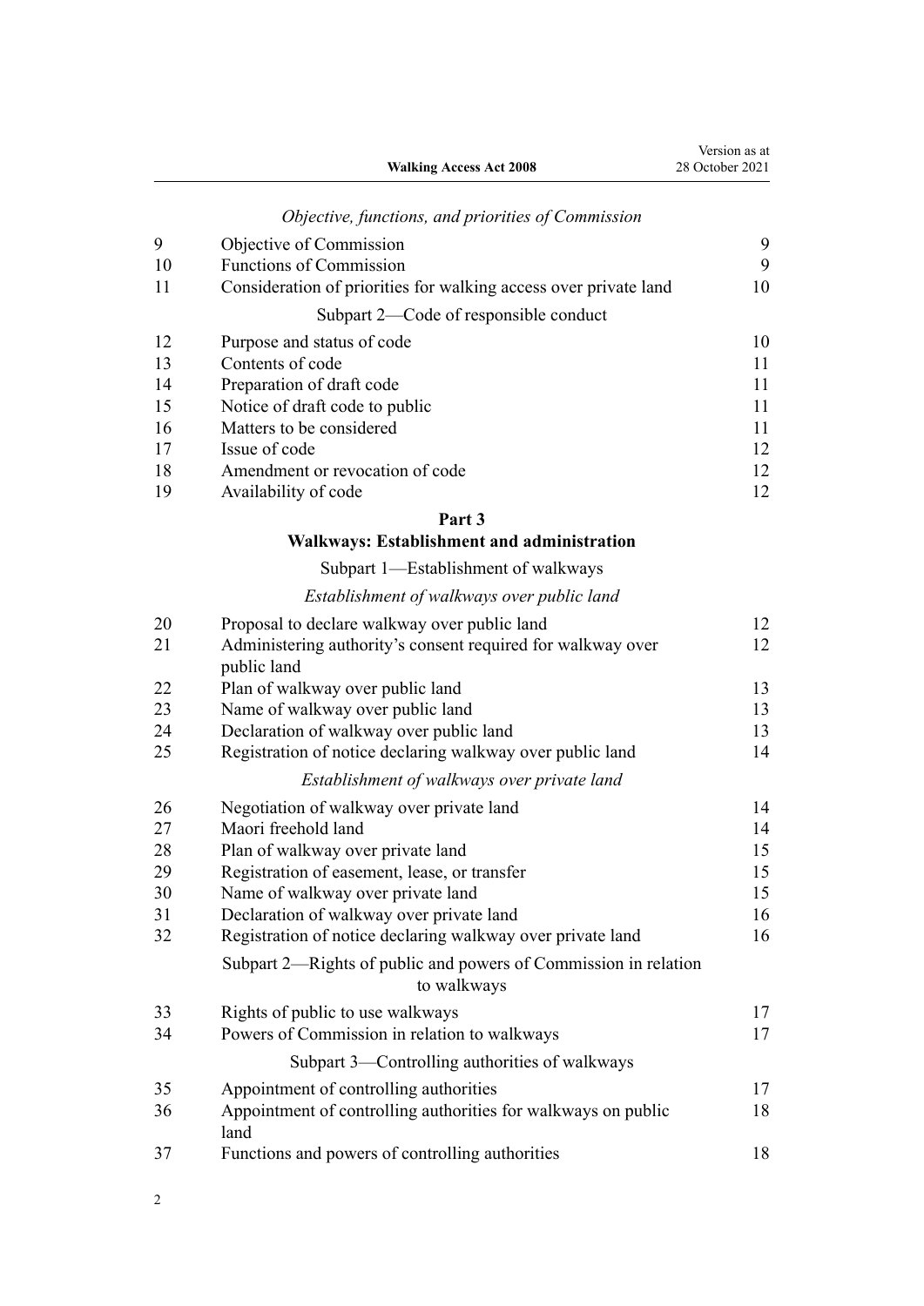*Objective, functions, and priorities of Commission*

| | | |
|---|---|---|
| 9 | Objective of Commission | 9 |
| 10 | Functions of Commission | 9 |
| 11 | Consideration of priorities for walking access over private land | 10 |

Subpart 2—Code of responsible conduct

| | | |
|---|---|---|
| 12 | Purpose and status of code | 10 |
| 13 | Contents of code | 11 |
| 14 | Preparation of draft code | 11 |
| 15 | Notice of draft code to public | 11 |
| 16 | Matters to be considered | 11 |
| 17 | Issue of code | 12 |
| 18 | Amendment or revocation of code | 12 |
| 19 | Availability of code | 12 |

**Part 3**

**Walkways: Establishment and administration**

Subpart 1—Establishment of walkways

*Establishment of walkways over public land*

| | | |
|---|---|---|
| 20 | Proposal to declare walkway over public land | 12 |
| 21 | Administering authority's consent required for walkway over public land | 12 |
| 22 | Plan of walkway over public land | 13 |
| 23 | Name of walkway over public land | 13 |
| 24 | Declaration of walkway over public land | 13 |
| 25 | Registration of notice declaring walkway over public land | 14 |

*Establishment of walkways over private land*

| | | |
|---|---|---|
| 26 | Negotiation of walkway over private land | 14 |
| 27 | Maori freehold land | 14 |
| 28 | Plan of walkway over private land | 15 |
| 29 | Registration of easement, lease, or transfer | 15 |
| 30 | Name of walkway over private land | 15 |
| 31 | Declaration of walkway over private land | 16 |
| 32 | Registration of notice declaring walkway over private land | 16 |

Subpart 2—Rights of public and powers of Commission in relation to walkways

| | | |
|---|---|---|
| 33 | Rights of public to use walkways | 17 |
| 34 | Powers of Commission in relation to walkways | 17 |

Subpart 3—Controlling authorities of walkways

| | | |
|---|---|---|
| 35 | Appointment of controlling authorities | 17 |
| 36 | Appointment of controlling authorities for walkways on public land | 18 |
| 37 | Functions and powers of controlling authorities | 18 |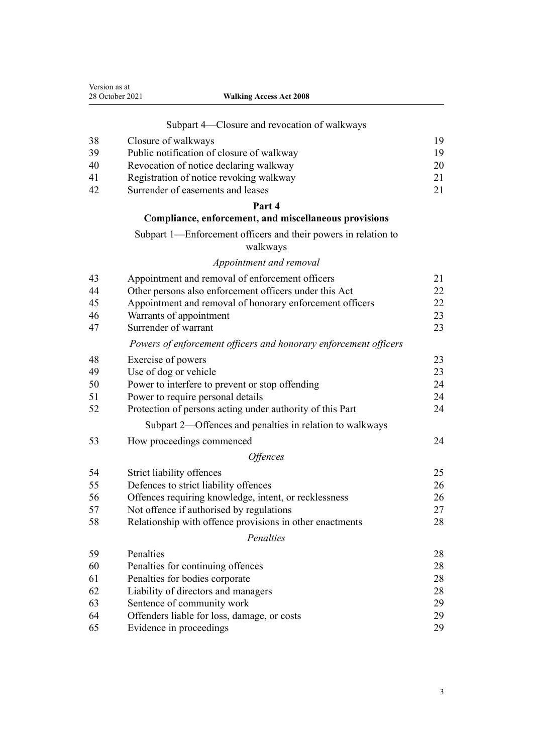Subpart 4—Closure and revocation of walkways

| | | |
|---|---|---|
| 38 | Closure of walkways | 19 |
| 39 | Public notification of closure of walkway | 19 |
| 40 | Revocation of notice declaring walkway | 20 |
| 41 | Registration of notice revoking walkway | 21 |
| 42 | Surrender of easements and leases | 21 |

**Part 4**
**Compliance, enforcement, and miscellaneous provisions**

Subpart 1—Enforcement officers and their powers in relation to walkways

*Appointment and removal*

| | | |
|---|---|---|
| 43 | Appointment and removal of enforcement officers | 21 |
| 44 | Other persons also enforcement officers under this Act | 22 |
| 45 | Appointment and removal of honorary enforcement officers | 22 |
| 46 | Warrants of appointment | 23 |
| 47 | Surrender of warrant | 23 |

*Powers of enforcement officers and honorary enforcement officers*

| | | |
|---|---|---|
| 48 | Exercise of powers | 23 |
| 49 | Use of dog or vehicle | 23 |
| 50 | Power to interfere to prevent or stop offending | 24 |
| 51 | Power to require personal details | 24 |
| 52 | Protection of persons acting under authority of this Part | 24 |

Subpart 2—Offences and penalties in relation to walkways

| | | |
|---|---|---|
| 53 | How proceedings commenced | 24 |

*Offences*

| | | |
|---|---|---|
| 54 | Strict liability offences | 25 |
| 55 | Defences to strict liability offences | 26 |
| 56 | Offences requiring knowledge, intent, or recklessness | 26 |
| 57 | Not offence if authorised by regulations | 27 |
| 58 | Relationship with offence provisions in other enactments | 28 |

*Penalties*

| | | |
|---|---|---|
| 59 | Penalties | 28 |
| 60 | Penalties for continuing offences | 28 |
| 61 | Penalties for bodies corporate | 28 |
| 62 | Liability of directors and managers | 28 |
| 63 | Sentence of community work | 29 |
| 64 | Offenders liable for loss, damage, or costs | 29 |
| 65 | Evidence in proceedings | 29 |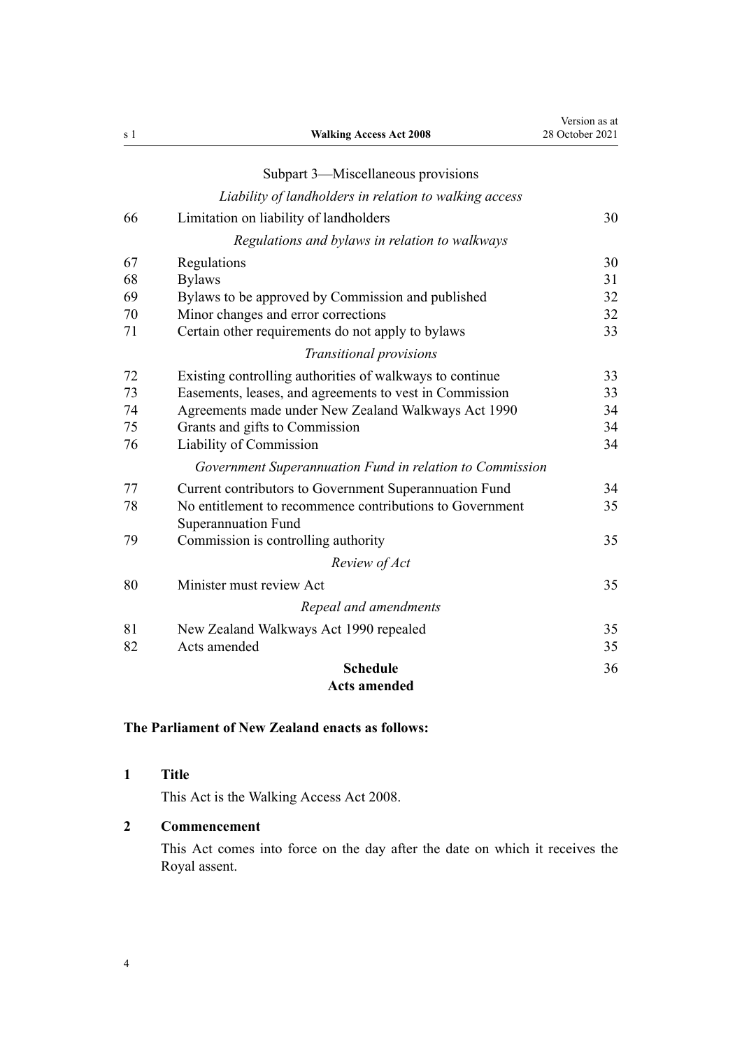Subpart 3—Miscellaneous provisions

*Liability of landholders in relation to walking access*

| | | |
|---|---|---|
| 66 | Limitation on liability of landholders | 30 |

*Regulations and bylaws in relation to walkways*

| | | |
|---|---|---|
| 67 | Regulations | 30 |
| 68 | Bylaws | 31 |
| 69 | Bylaws to be approved by Commission and published | 32 |
| 70 | Minor changes and error corrections | 32 |
| 71 | Certain other requirements do not apply to bylaws | 33 |

*Transitional provisions*

| | | |
|---|---|---|
| 72 | Existing controlling authorities of walkways to continue | 33 |
| 73 | Easements, leases, and agreements to vest in Commission | 33 |
| 74 | Agreements made under New Zealand Walkways Act 1990 | 34 |
| 75 | Grants and gifts to Commission | 34 |
| 76 | Liability of Commission | 34 |

*Government Superannuation Fund in relation to Commission*

| | | |
|---|---|---|
| 77 | Current contributors to Government Superannuation Fund | 34 |
| 78 | No entitlement to recommence contributions to Government Superannuation Fund | 35 |
| 79 | Commission is controlling authority | 35 |

*Review of Act*

| | | |
|---|---|---|
| 80 | Minister must review Act | 35 |

*Repeal and amendments*

| | | |
|---|---|---|
| 81 | New Zealand Walkways Act 1990 repealed | 35 |
| 82 | Acts amended | 35 |

**Schedule** 36
**Acts amended**

**The Parliament of New Zealand enacts as follows:**

**1 Title**

This Act is the Walking Access Act 2008.

**2 Commencement**

This Act comes into force on the day after the date on which it receives the Royal assent.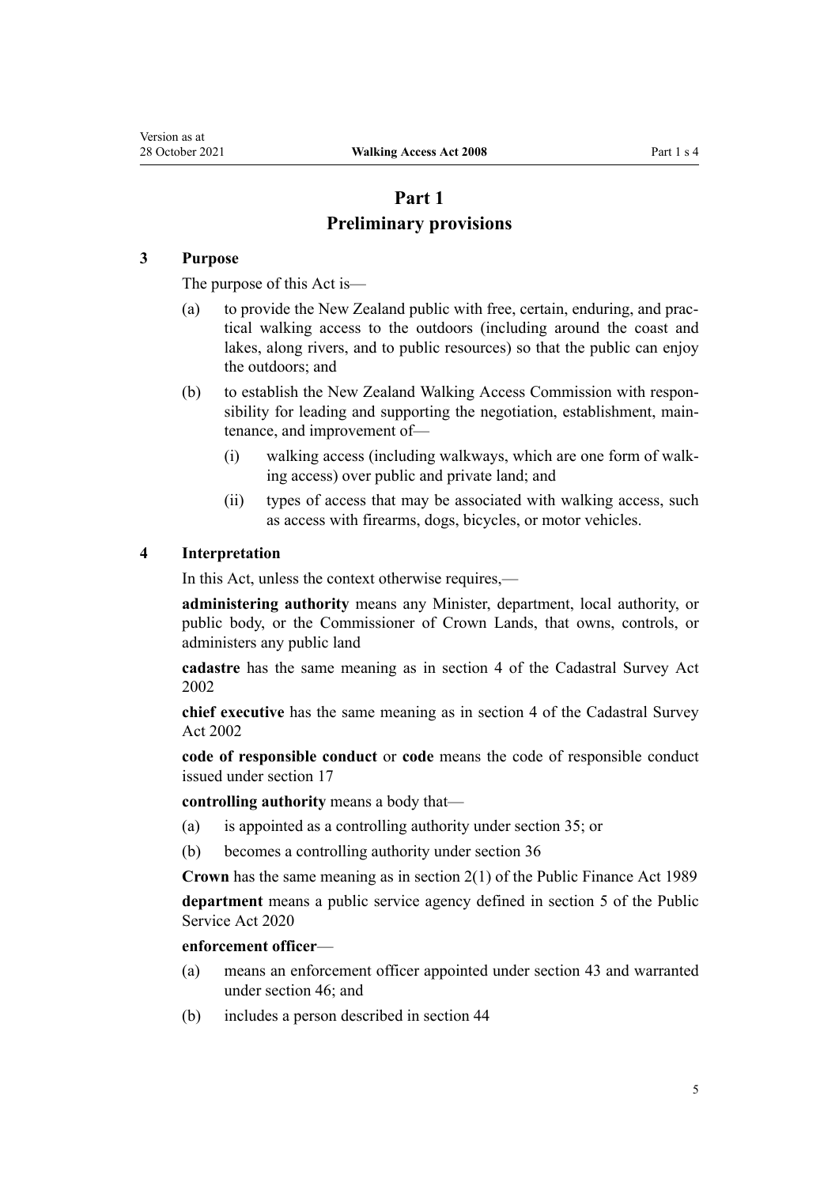# Part 1
# Preliminary provisions

### 3 Purpose

The purpose of this Act is—

- (a) to provide the New Zealand public with free, certain, enduring, and practical walking access to the outdoors (including around the coast and lakes, along rivers, and to public resources) so that the public can enjoy the outdoors; and
- (b) to establish the New Zealand Walking Access Commission with responsibility for leading and supporting the negotiation, establishment, maintenance, and improvement of—
  - (i) walking access (including walkways, which are one form of walking access) over public and private land; and
  - (ii) types of access that may be associated with walking access, such as access with firearms, dogs, bicycles, or motor vehicles.

### 4 Interpretation

In this Act, unless the context otherwise requires,—

**administering authority** means any Minister, department, local authority, or public body, or the Commissioner of Crown Lands, that owns, controls, or administers any public land

**cadastre** has the same meaning as in section 4 of the Cadastral Survey Act 2002

**chief executive** has the same meaning as in section 4 of the Cadastral Survey Act 2002

**code of responsible conduct** or **code** means the code of responsible conduct issued under section 17

**controlling authority** means a body that—

- (a) is appointed as a controlling authority under section 35; or
- (b) becomes a controlling authority under section 36

**Crown** has the same meaning as in section 2(1) of the Public Finance Act 1989

**department** means a public service agency defined in section 5 of the Public Service Act 2020

**enforcement officer**—

- (a) means an enforcement officer appointed under section 43 and warranted under section 46; and
- (b) includes a person described in section 44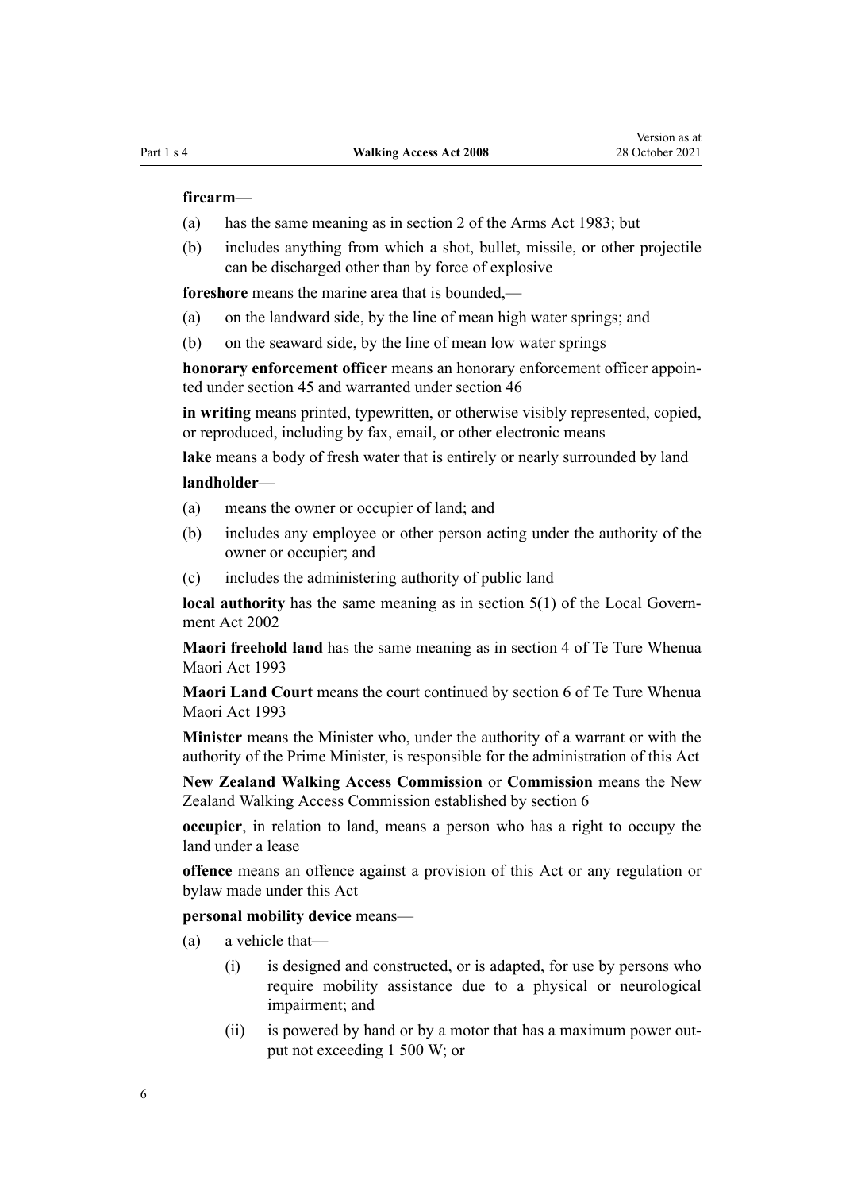**firearm**—

(a) has the same meaning as in section 2 of the Arms Act 1983; but

(b) includes anything from which a shot, bullet, missile, or other projectile can be discharged other than by force of explosive

**foreshore** means the marine area that is bounded,—

(a) on the landward side, by the line of mean high water springs; and

(b) on the seaward side, by the line of mean low water springs

**honorary enforcement officer** means an honorary enforcement officer appointed under section 45 and warranted under section 46

**in writing** means printed, typewritten, or otherwise visibly represented, copied, or reproduced, including by fax, email, or other electronic means

**lake** means a body of fresh water that is entirely or nearly surrounded by land

**landholder**—

(a) means the owner or occupier of land; and

(b) includes any employee or other person acting under the authority of the owner or occupier; and

(c) includes the administering authority of public land

**local authority** has the same meaning as in section 5(1) of the Local Government Act 2002

**Maori freehold land** has the same meaning as in section 4 of Te Ture Whenua Maori Act 1993

**Maori Land Court** means the court continued by section 6 of Te Ture Whenua Maori Act 1993

**Minister** means the Minister who, under the authority of a warrant or with the authority of the Prime Minister, is responsible for the administration of this Act

**New Zealand Walking Access Commission** or **Commission** means the New Zealand Walking Access Commission established by section 6

**occupier**, in relation to land, means a person who has a right to occupy the land under a lease

**offence** means an offence against a provision of this Act or any regulation or bylaw made under this Act

**personal mobility device** means—

(a) a vehicle that—

   (i) is designed and constructed, or is adapted, for use by persons who require mobility assistance due to a physical or neurological impairment; and

   (ii) is powered by hand or by a motor that has a maximum power output not exceeding 1 500 W; or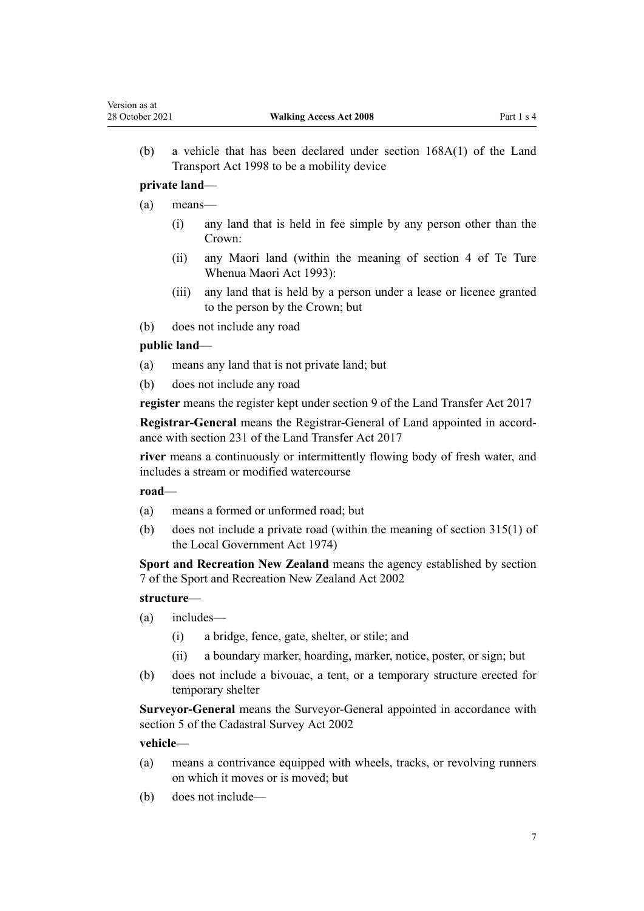(b) a vehicle that has been declared under section 168A(1) of the Land Transport Act 1998 to be a mobility device

**private land**—

(a) means—

(i) any land that is held in fee simple by any person other than the Crown:

(ii) any Maori land (within the meaning of section 4 of Te Ture Whenua Maori Act 1993):

(iii) any land that is held by a person under a lease or licence granted to the person by the Crown; but

(b) does not include any road

**public land**—

(a) means any land that is not private land; but

(b) does not include any road

**register** means the register kept under section 9 of the Land Transfer Act 2017

**Registrar-General** means the Registrar-General of Land appointed in accordance with section 231 of the Land Transfer Act 2017

**river** means a continuously or intermittently flowing body of fresh water, and includes a stream or modified watercourse

**road**—

(a) means a formed or unformed road; but

(b) does not include a private road (within the meaning of section 315(1) of the Local Government Act 1974)

**Sport and Recreation New Zealand** means the agency established by section 7 of the Sport and Recreation New Zealand Act 2002

**structure**—

(a) includes—

(i) a bridge, fence, gate, shelter, or stile; and

(ii) a boundary marker, hoarding, marker, notice, poster, or sign; but

(b) does not include a bivouac, a tent, or a temporary structure erected for temporary shelter

**Surveyor-General** means the Surveyor-General appointed in accordance with section 5 of the Cadastral Survey Act 2002

**vehicle**—

(a) means a contrivance equipped with wheels, tracks, or revolving runners on which it moves or is moved; but

(b) does not include—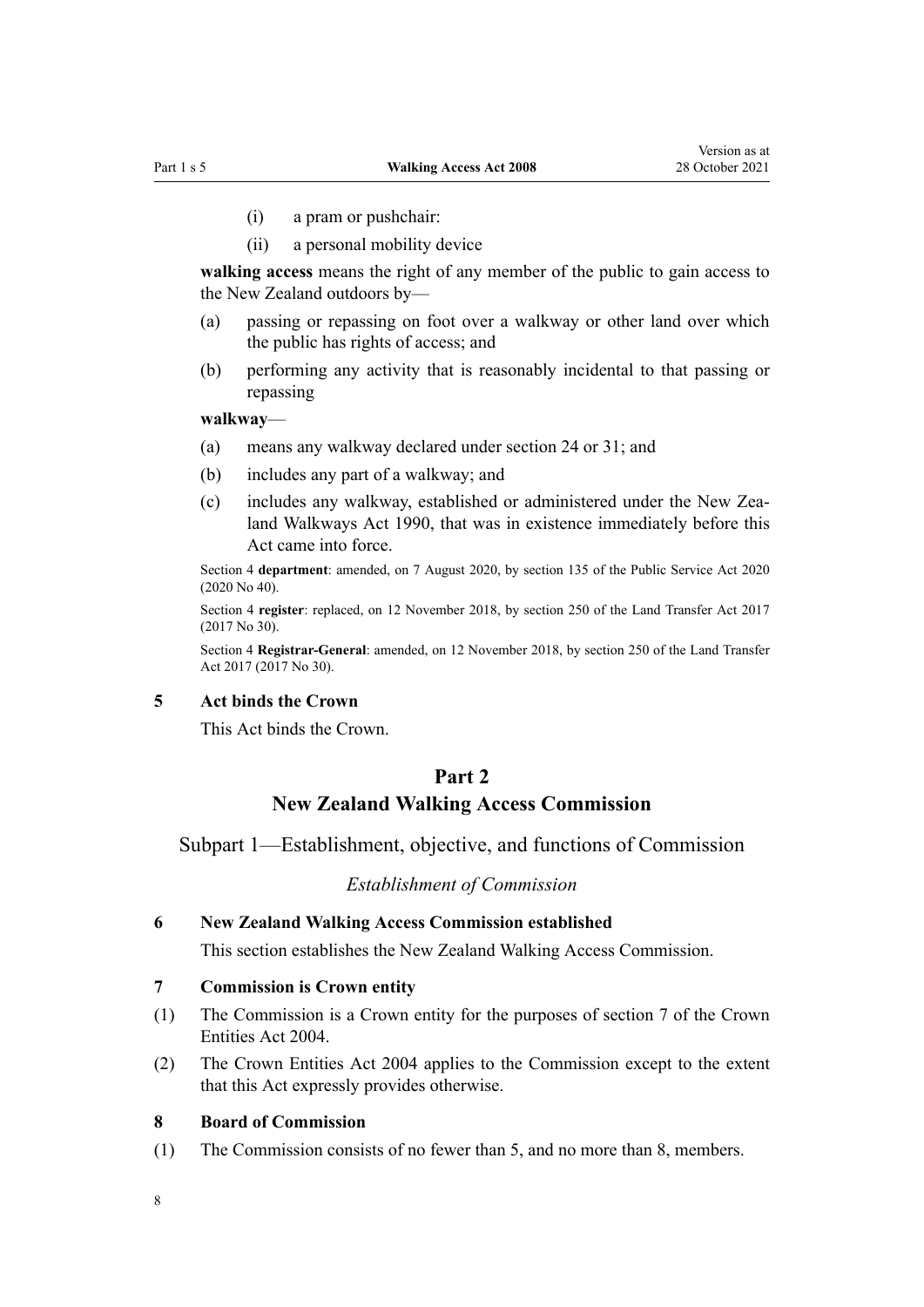(i) a pram or pushchair:

(ii) a personal mobility device

**walking access** means the right of any member of the public to gain access to the New Zealand outdoors by—

(a) passing or repassing on foot over a walkway or other land over which the public has rights of access; and

(b) performing any activity that is reasonably incidental to that passing or repassing

**walkway**—

(a) means any walkway declared under section 24 or 31; and

(b) includes any part of a walkway; and

(c) includes any walkway, established or administered under the New Zealand Walkways Act 1990, that was in existence immediately before this Act came into force.

Section 4 **department**: amended, on 7 August 2020, by section 135 of the Public Service Act 2020 (2020 No 40).

Section 4 **register**: replaced, on 12 November 2018, by section 250 of the Land Transfer Act 2017 (2017 No 30).

Section 4 **Registrar-General**: amended, on 12 November 2018, by section 250 of the Land Transfer Act 2017 (2017 No 30).

### 5 Act binds the Crown

This Act binds the Crown.

# Part 2
# New Zealand Walking Access Commission

## Subpart 1—Establishment, objective, and functions of Commission

### *Establishment of Commission*

### 6 New Zealand Walking Access Commission established

This section establishes the New Zealand Walking Access Commission.

### 7 Commission is Crown entity

(1) The Commission is a Crown entity for the purposes of section 7 of the Crown Entities Act 2004.

(2) The Crown Entities Act 2004 applies to the Commission except to the extent that this Act expressly provides otherwise.

### 8 Board of Commission

(1) The Commission consists of no fewer than 5, and no more than 8, members.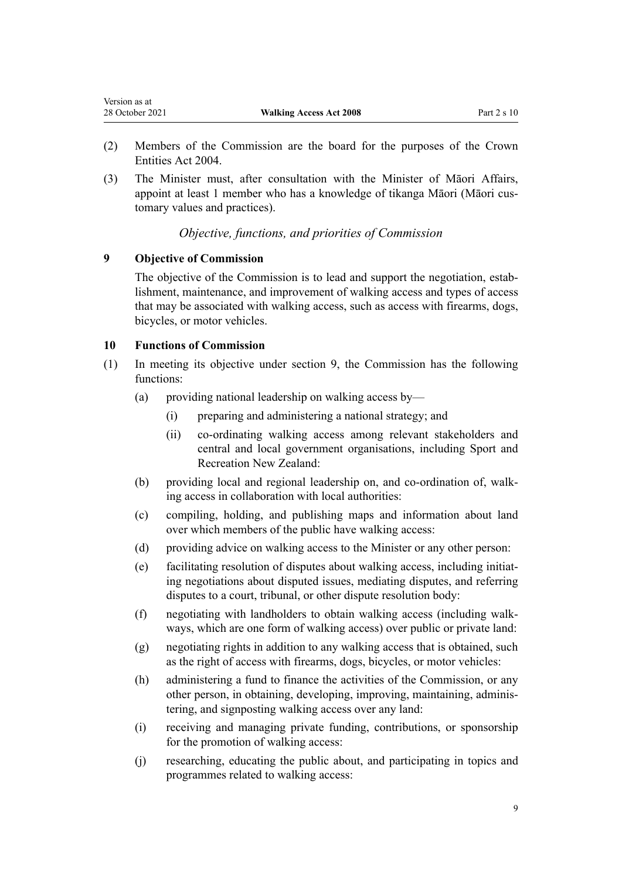(2) Members of the Commission are the board for the purposes of the Crown Entities Act 2004.

(3) The Minister must, after consultation with the Minister of Māori Affairs, appoint at least 1 member who has a knowledge of tikanga Māori (Māori customary values and practices).

*Objective, functions, and priorities of Commission*

### 9 Objective of Commission

The objective of the Commission is to lead and support the negotiation, establishment, maintenance, and improvement of walking access and types of access that may be associated with walking access, such as access with firearms, dogs, bicycles, or motor vehicles.

### 10 Functions of Commission

(1) In meeting its objective under section 9, the Commission has the following functions:

- (a) providing national leadership on walking access by—
  - (i) preparing and administering a national strategy; and
  - (ii) co-ordinating walking access among relevant stakeholders and central and local government organisations, including Sport and Recreation New Zealand:
- (b) providing local and regional leadership on, and co-ordination of, walking access in collaboration with local authorities:
- (c) compiling, holding, and publishing maps and information about land over which members of the public have walking access:
- (d) providing advice on walking access to the Minister or any other person:
- (e) facilitating resolution of disputes about walking access, including initiating negotiations about disputed issues, mediating disputes, and referring disputes to a court, tribunal, or other dispute resolution body:
- (f) negotiating with landholders to obtain walking access (including walkways, which are one form of walking access) over public or private land:
- (g) negotiating rights in addition to any walking access that is obtained, such as the right of access with firearms, dogs, bicycles, or motor vehicles:
- (h) administering a fund to finance the activities of the Commission, or any other person, in obtaining, developing, improving, maintaining, administering, and signposting walking access over any land:
- (i) receiving and managing private funding, contributions, or sponsorship for the promotion of walking access:
- (j) researching, educating the public about, and participating in topics and programmes related to walking access: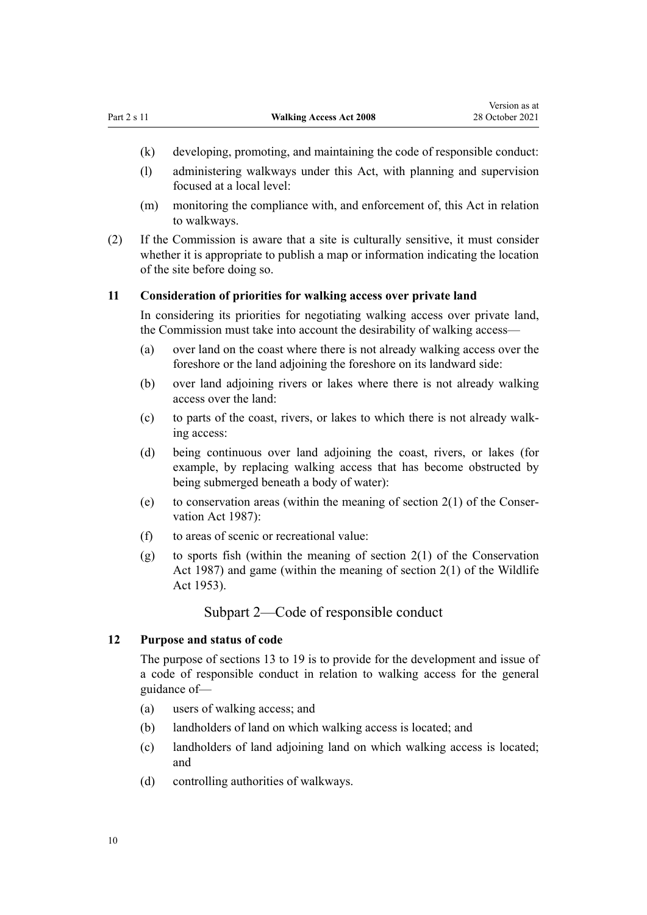(k) developing, promoting, and maintaining the code of responsible conduct:

(l) administering walkways under this Act, with planning and supervision focused at a local level:

(m) monitoring the compliance with, and enforcement of, this Act in relation to walkways.

(2) If the Commission is aware that a site is culturally sensitive, it must consider whether it is appropriate to publish a map or information indicating the location of the site before doing so.

**11 Consideration of priorities for walking access over private land**

In considering its priorities for negotiating walking access over private land, the Commission must take into account the desirability of walking access—

(a) over land on the coast where there is not already walking access over the foreshore or the land adjoining the foreshore on its landward side:

(b) over land adjoining rivers or lakes where there is not already walking access over the land:

(c) to parts of the coast, rivers, or lakes to which there is not already walking access:

(d) being continuous over land adjoining the coast, rivers, or lakes (for example, by replacing walking access that has become obstructed by being submerged beneath a body of water):

(e) to conservation areas (within the meaning of section 2(1) of the Conservation Act 1987):

(f) to areas of scenic or recreational value:

(g) to sports fish (within the meaning of section 2(1) of the Conservation Act 1987) and game (within the meaning of section 2(1) of the Wildlife Act 1953).

## Subpart 2—Code of responsible conduct

**12 Purpose and status of code**

The purpose of sections 13 to 19 is to provide for the development and issue of a code of responsible conduct in relation to walking access for the general guidance of—

(a) users of walking access; and

(b) landholders of land on which walking access is located; and

(c) landholders of land adjoining land on which walking access is located; and

(d) controlling authorities of walkways.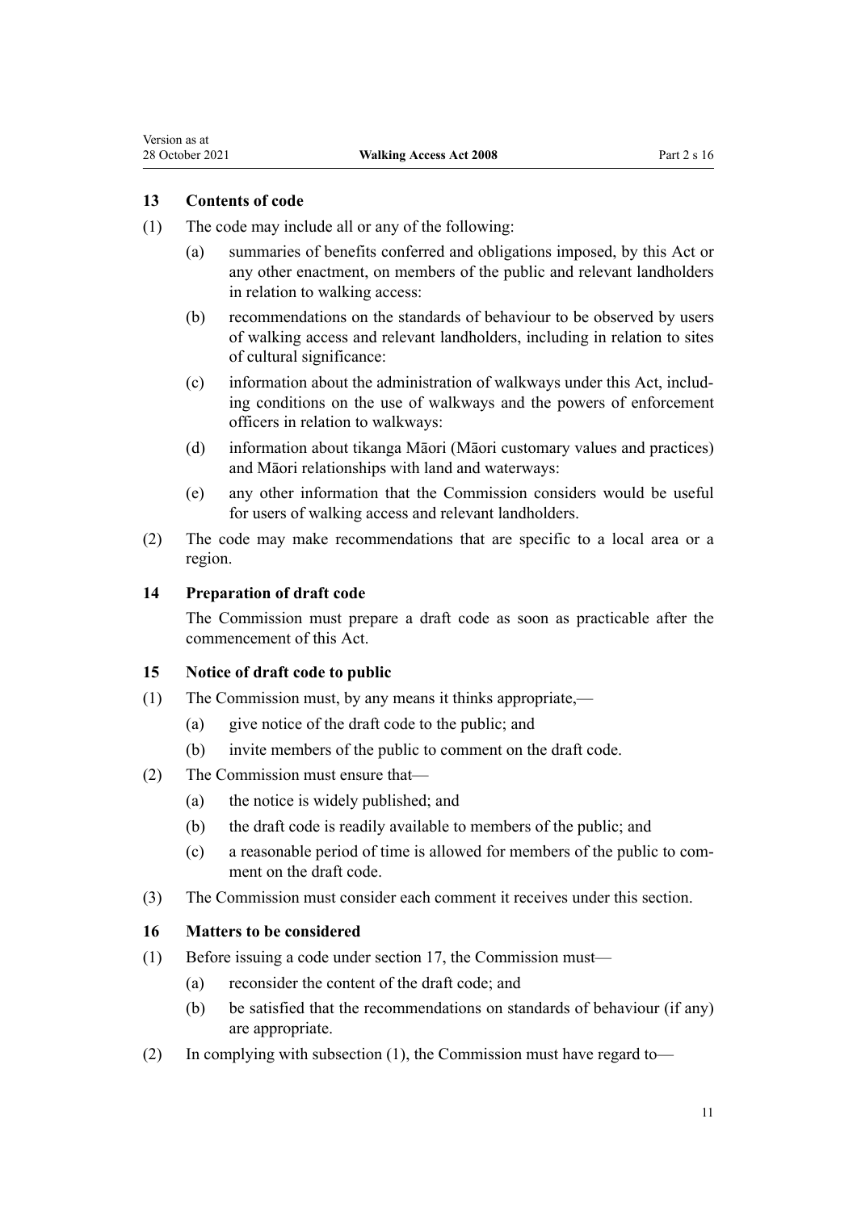### 13 Contents of code

(1) The code may include all or any of the following:

(a) summaries of benefits conferred and obligations imposed, by this Act or any other enactment, on members of the public and relevant landholders in relation to walking access:

(b) recommendations on the standards of behaviour to be observed by users of walking access and relevant landholders, including in relation to sites of cultural significance:

(c) information about the administration of walkways under this Act, including conditions on the use of walkways and the powers of enforcement officers in relation to walkways:

(d) information about tikanga Māori (Māori customary values and practices) and Māori relationships with land and waterways:

(e) any other information that the Commission considers would be useful for users of walking access and relevant landholders.

(2) The code may make recommendations that are specific to a local area or a region.

### 14 Preparation of draft code

The Commission must prepare a draft code as soon as practicable after the commencement of this Act.

### 15 Notice of draft code to public

(1) The Commission must, by any means it thinks appropriate,—

(a) give notice of the draft code to the public; and

(b) invite members of the public to comment on the draft code.

(2) The Commission must ensure that—

(a) the notice is widely published; and

(b) the draft code is readily available to members of the public; and

(c) a reasonable period of time is allowed for members of the public to comment on the draft code.

(3) The Commission must consider each comment it receives under this section.

### 16 Matters to be considered

(1) Before issuing a code under section 17, the Commission must—

(a) reconsider the content of the draft code; and

(b) be satisfied that the recommendations on standards of behaviour (if any) are appropriate.

(2) In complying with subsection (1), the Commission must have regard to—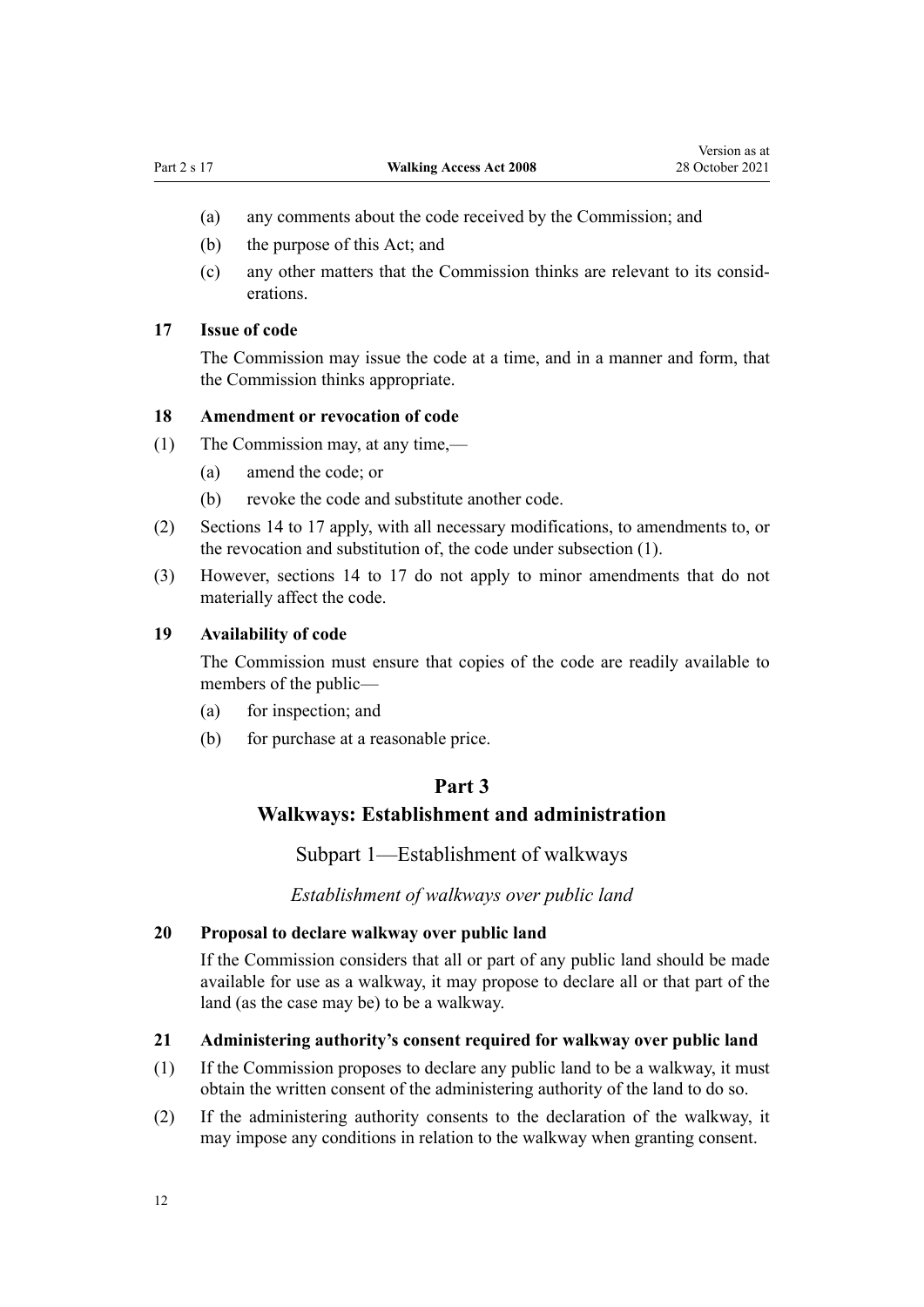(a) any comments about the code received by the Commission; and

(b) the purpose of this Act; and

(c) any other matters that the Commission thinks are relevant to its considerations.

### 17 Issue of code

The Commission may issue the code at a time, and in a manner and form, that the Commission thinks appropriate.

### 18 Amendment or revocation of code

(1) The Commission may, at any time,—

(a) amend the code; or

(b) revoke the code and substitute another code.

(2) Sections 14 to 17 apply, with all necessary modifications, to amendments to, or the revocation and substitution of, the code under subsection (1).

(3) However, sections 14 to 17 do not apply to minor amendments that do not materially affect the code.

### 19 Availability of code

The Commission must ensure that copies of the code are readily available to members of the public—

(a) for inspection; and

(b) for purchase at a reasonable price.

# Part 3
# Walkways: Establishment and administration

## Subpart 1—Establishment of walkways

*Establishment of walkways over public land*

### 20 Proposal to declare walkway over public land

If the Commission considers that all or part of any public land should be made available for use as a walkway, it may propose to declare all or that part of the land (as the case may be) to be a walkway.

### 21 Administering authority's consent required for walkway over public land

(1) If the Commission proposes to declare any public land to be a walkway, it must obtain the written consent of the administering authority of the land to do so.

(2) If the administering authority consents to the declaration of the walkway, it may impose any conditions in relation to the walkway when granting consent.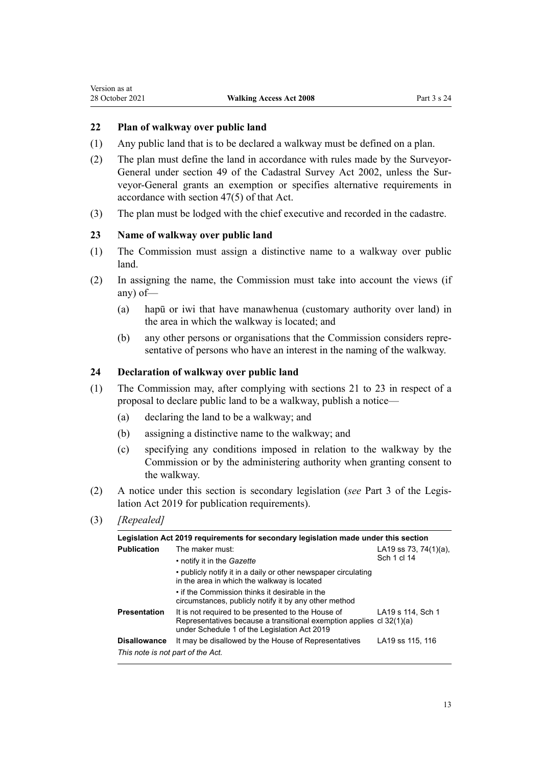### 22 Plan of walkway over public land

(1) Any public land that is to be declared a walkway must be defined on a plan.

(2) The plan must define the land in accordance with rules made by the Surveyor-General under section 49 of the Cadastral Survey Act 2002, unless the Surveyor-General grants an exemption or specifies alternative requirements in accordance with section 47(5) of that Act.

(3) The plan must be lodged with the chief executive and recorded in the cadastre.

### 23 Name of walkway over public land

(1) The Commission must assign a distinctive name to a walkway over public land.

(2) In assigning the name, the Commission must take into account the views (if any) of—

(a) hapū or iwi that have manawhenua (customary authority over land) in the area in which the walkway is located; and

(b) any other persons or organisations that the Commission considers representative of persons who have an interest in the naming of the walkway.

### 24 Declaration of walkway over public land

(1) The Commission may, after complying with sections 21 to 23 in respect of a proposal to declare public land to be a walkway, publish a notice—

(a) declaring the land to be a walkway; and

(b) assigning a distinctive name to the walkway; and

(c) specifying any conditions imposed in relation to the walkway by the Commission or by the administering authority when granting consent to the walkway.

(2) A notice under this section is secondary legislation (*see* Part 3 of the Legislation Act 2019 for publication requirements).

(3) *[Repealed]*

| **Legislation Act 2019 requirements for secondary legislation made under this section** | | |
|---|---|---|
| **Publication** | The maker must:<br>• notify it in the *Gazette*<br>• publicly notify it in a daily or other newspaper circulating in the area in which the walkway is located<br>• if the Commission thinks it desirable in the circumstances, publicly notify it by any other method | LA19 ss 73, 74(1)(a), Sch 1 cl 14 |
| **Presentation** | It is not required to be presented to the House of Representatives because a transitional exemption applies under Schedule 1 of the Legislation Act 2019 | LA19 s 114, Sch 1 cl 32(1)(a) |
| **Disallowance** | It may be disallowed by the House of Representatives | LA19 ss 115, 116 |
| *This note is not part of the Act.* | | |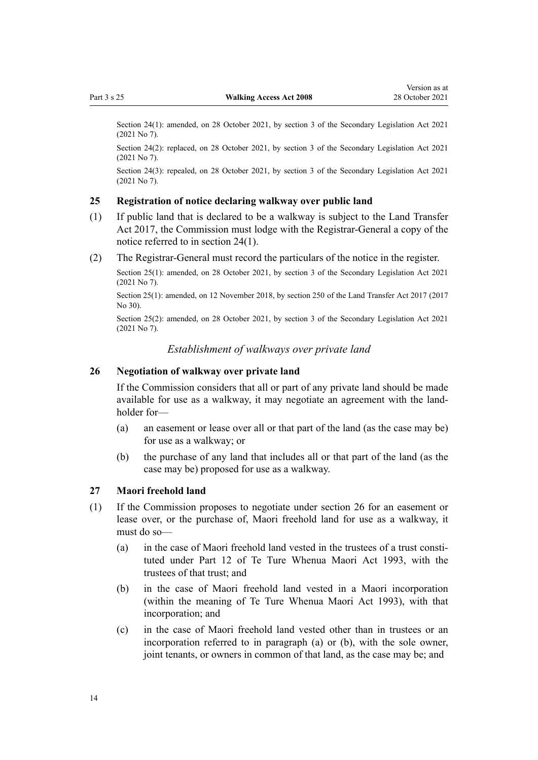Section 24(1): amended, on 28 October 2021, by section 3 of the Secondary Legislation Act 2021 (2021 No 7).

Section 24(2): replaced, on 28 October 2021, by section 3 of the Secondary Legislation Act 2021 (2021 No 7).

Section 24(3): repealed, on 28 October 2021, by section 3 of the Secondary Legislation Act 2021 (2021 No 7).

### 25 Registration of notice declaring walkway over public land

(1) If public land that is declared to be a walkway is subject to the Land Transfer Act 2017, the Commission must lodge with the Registrar-General a copy of the notice referred to in section 24(1).

(2) The Registrar-General must record the particulars of the notice in the register.

Section 25(1): amended, on 28 October 2021, by section 3 of the Secondary Legislation Act 2021 (2021 No 7).

Section 25(1): amended, on 12 November 2018, by section 250 of the Land Transfer Act 2017 (2017 No 30).

Section 25(2): amended, on 28 October 2021, by section 3 of the Secondary Legislation Act 2021 (2021 No 7).

*Establishment of walkways over private land*

### 26 Negotiation of walkway over private land

If the Commission considers that all or part of any private land should be made available for use as a walkway, it may negotiate an agreement with the landholder for—

(a) an easement or lease over all or that part of the land (as the case may be) for use as a walkway; or

(b) the purchase of any land that includes all or that part of the land (as the case may be) proposed for use as a walkway.

### 27 Maori freehold land

(1) If the Commission proposes to negotiate under section 26 for an easement or lease over, or the purchase of, Maori freehold land for use as a walkway, it must do so—

(a) in the case of Maori freehold land vested in the trustees of a trust constituted under Part 12 of Te Ture Whenua Maori Act 1993, with the trustees of that trust; and

(b) in the case of Maori freehold land vested in a Maori incorporation (within the meaning of Te Ture Whenua Maori Act 1993), with that incorporation; and

(c) in the case of Maori freehold land vested other than in trustees or an incorporation referred to in paragraph (a) or (b), with the sole owner, joint tenants, or owners in common of that land, as the case may be; and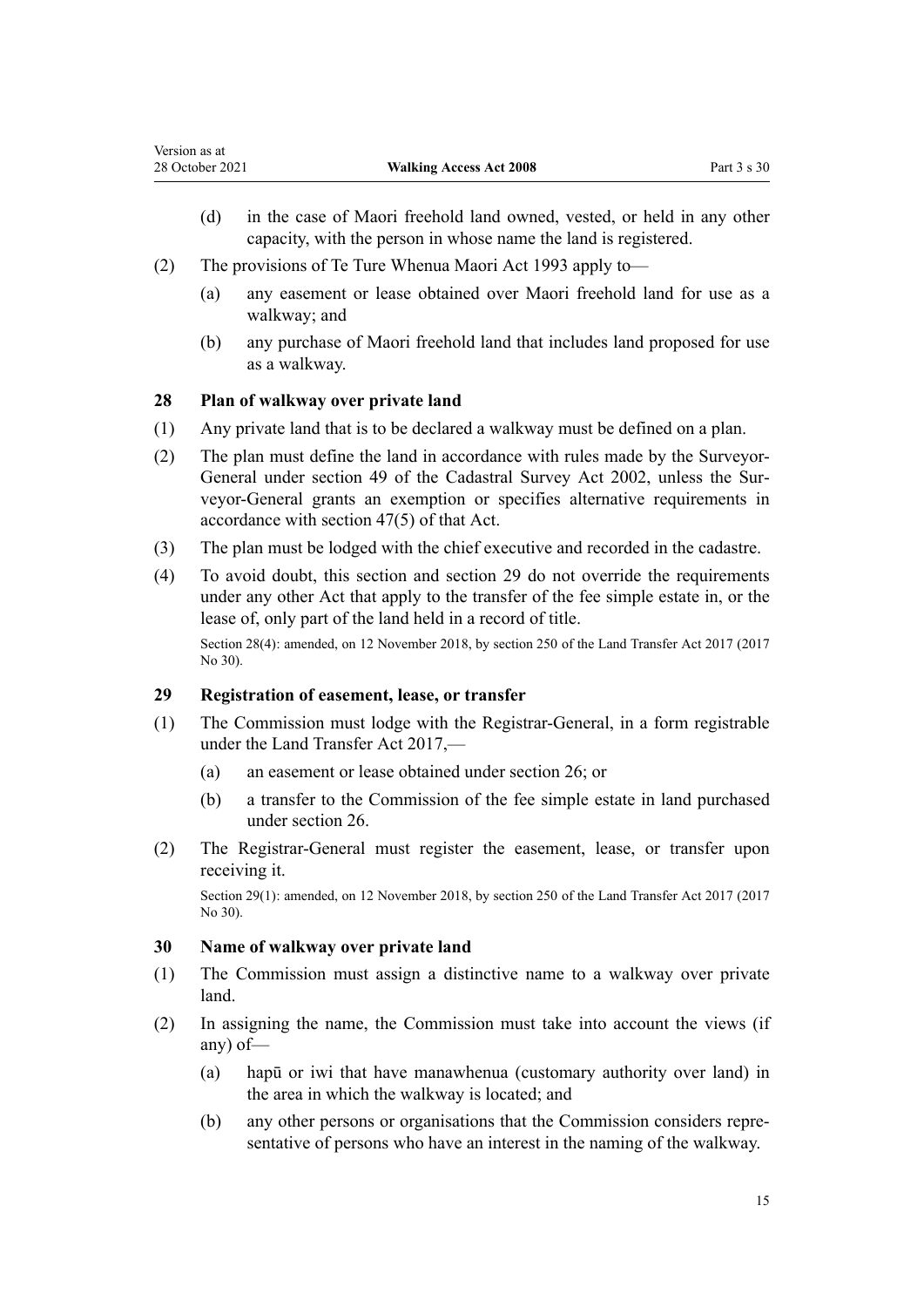(d) in the case of Maori freehold land owned, vested, or held in any other capacity, with the person in whose name the land is registered.

(2) The provisions of Te Ture Whenua Maori Act 1993 apply to—

(a) any easement or lease obtained over Maori freehold land for use as a walkway; and

(b) any purchase of Maori freehold land that includes land proposed for use as a walkway.

### 28 Plan of walkway over private land

(1) Any private land that is to be declared a walkway must be defined on a plan.

(2) The plan must define the land in accordance with rules made by the Surveyor-General under section 49 of the Cadastral Survey Act 2002, unless the Surveyor-General grants an exemption or specifies alternative requirements in accordance with section 47(5) of that Act.

(3) The plan must be lodged with the chief executive and recorded in the cadastre.

(4) To avoid doubt, this section and section 29 do not override the requirements under any other Act that apply to the transfer of the fee simple estate in, or the lease of, only part of the land held in a record of title.

Section 28(4): amended, on 12 November 2018, by section 250 of the Land Transfer Act 2017 (2017 No 30).

### 29 Registration of easement, lease, or transfer

(1) The Commission must lodge with the Registrar-General, in a form registrable under the Land Transfer Act 2017,—

(a) an easement or lease obtained under section 26; or

(b) a transfer to the Commission of the fee simple estate in land purchased under section 26.

(2) The Registrar-General must register the easement, lease, or transfer upon receiving it.

Section 29(1): amended, on 12 November 2018, by section 250 of the Land Transfer Act 2017 (2017 No 30).

### 30 Name of walkway over private land

(1) The Commission must assign a distinctive name to a walkway over private land.

(2) In assigning the name, the Commission must take into account the views (if any) of—

(a) hapū or iwi that have manawhenua (customary authority over land) in the area in which the walkway is located; and

(b) any other persons or organisations that the Commission considers representative of persons who have an interest in the naming of the walkway.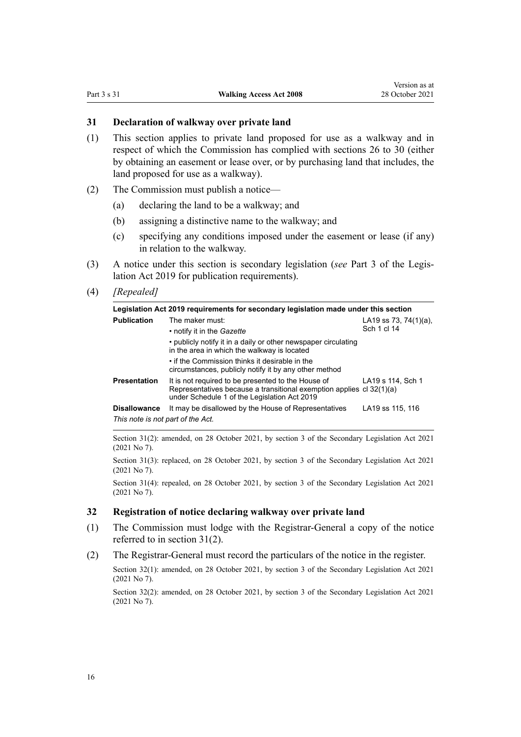### 31 Declaration of walkway over private land

(1) This section applies to private land proposed for use as a walkway and in respect of which the Commission has complied with sections 26 to 30 (either by obtaining an easement or lease over, or by purchasing land that includes, the land proposed for use as a walkway).

(2) The Commission must publish a notice—

(a) declaring the land to be a walkway; and

(b) assigning a distinctive name to the walkway; and

(c) specifying any conditions imposed under the easement or lease (if any) in relation to the walkway.

(3) A notice under this section is secondary legislation (*see* Part 3 of the Legislation Act 2019 for publication requirements).

(4) *[Repealed]*

| **Legislation Act 2019 requirements for secondary legislation made under this section** | | |
|---|---|---|
| **Publication** | The maker must:<br>• notify it in the *Gazette*<br>• publicly notify it in a daily or other newspaper circulating in the area in which the walkway is located<br>• if the Commission thinks it desirable in the circumstances, publicly notify it by any other method | LA19 ss 73, 74(1)(a), Sch 1 cl 14 |
| **Presentation** | It is not required to be presented to the House of Representatives because a transitional exemption applies under Schedule 1 of the Legislation Act 2019 | LA19 s 114, Sch 1 cl 32(1)(a) |
| **Disallowance** | It may be disallowed by the House of Representatives | LA19 ss 115, 116 |
| *This note is not part of the Act.* | | |

Section 31(2): amended, on 28 October 2021, by section 3 of the Secondary Legislation Act 2021 (2021 No 7).

Section 31(3): replaced, on 28 October 2021, by section 3 of the Secondary Legislation Act 2021 (2021 No 7).

Section 31(4): repealed, on 28 October 2021, by section 3 of the Secondary Legislation Act 2021 (2021 No 7).

### 32 Registration of notice declaring walkway over private land

(1) The Commission must lodge with the Registrar-General a copy of the notice referred to in section 31(2).

(2) The Registrar-General must record the particulars of the notice in the register.

Section 32(1): amended, on 28 October 2021, by section 3 of the Secondary Legislation Act 2021 (2021 No 7).

Section 32(2): amended, on 28 October 2021, by section 3 of the Secondary Legislation Act 2021 (2021 No 7).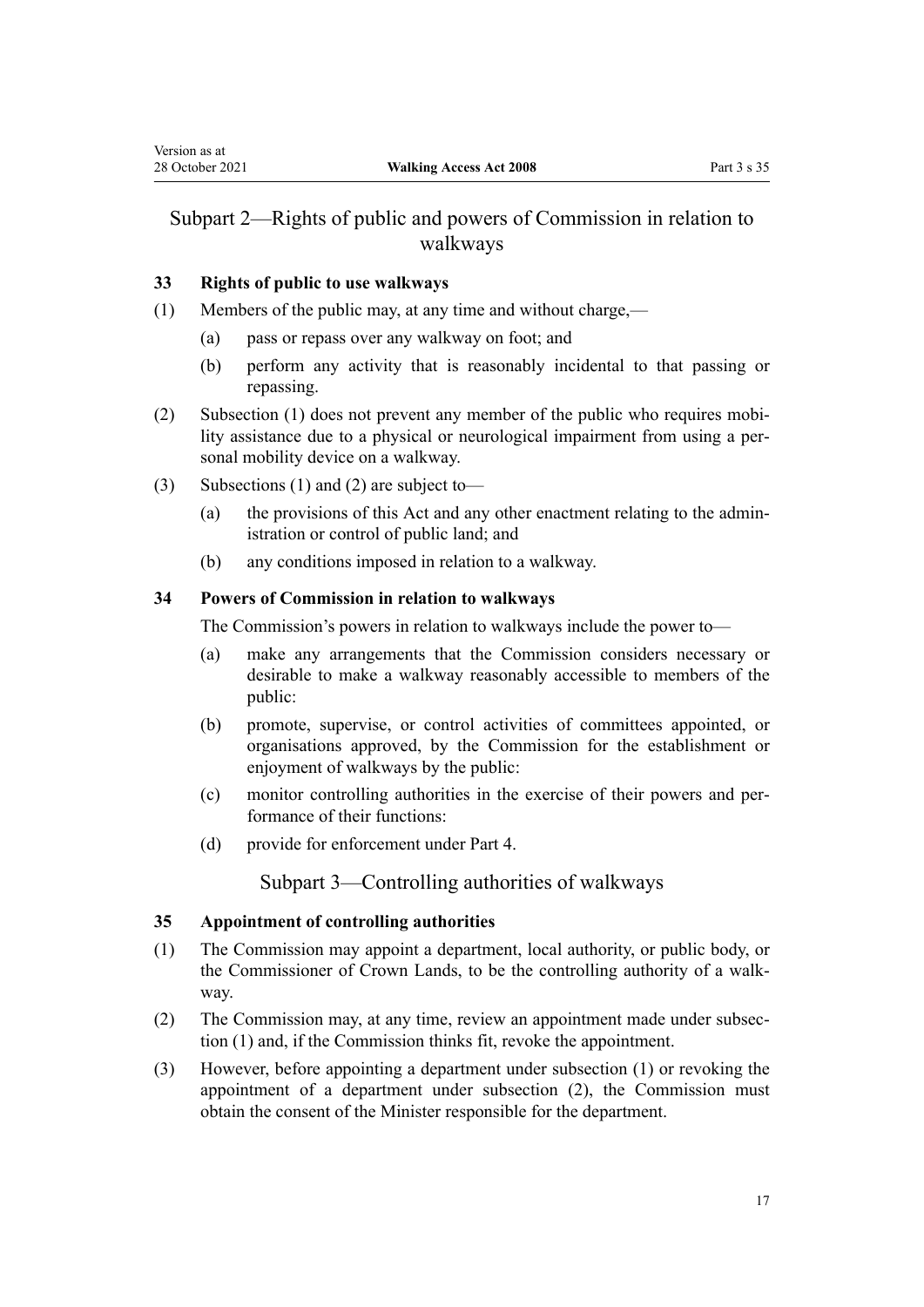## Subpart 2—Rights of public and powers of Commission in relation to walkways

### 33 Rights of public to use walkways

(1) Members of the public may, at any time and without charge,—

- (a) pass or repass over any walkway on foot; and
- (b) perform any activity that is reasonably incidental to that passing or repassing.

(2) Subsection (1) does not prevent any member of the public who requires mobility assistance due to a physical or neurological impairment from using a personal mobility device on a walkway.

(3) Subsections (1) and (2) are subject to—

- (a) the provisions of this Act and any other enactment relating to the administration or control of public land; and
- (b) any conditions imposed in relation to a walkway.

### 34 Powers of Commission in relation to walkways

The Commission's powers in relation to walkways include the power to—

- (a) make any arrangements that the Commission considers necessary or desirable to make a walkway reasonably accessible to members of the public:
- (b) promote, supervise, or control activities of committees appointed, or organisations approved, by the Commission for the establishment or enjoyment of walkways by the public:
- (c) monitor controlling authorities in the exercise of their powers and performance of their functions:
- (d) provide for enforcement under Part 4.

## Subpart 3—Controlling authorities of walkways

### 35 Appointment of controlling authorities

(1) The Commission may appoint a department, local authority, or public body, or the Commissioner of Crown Lands, to be the controlling authority of a walkway.

(2) The Commission may, at any time, review an appointment made under subsection (1) and, if the Commission thinks fit, revoke the appointment.

(3) However, before appointing a department under subsection (1) or revoking the appointment of a department under subsection (2), the Commission must obtain the consent of the Minister responsible for the department.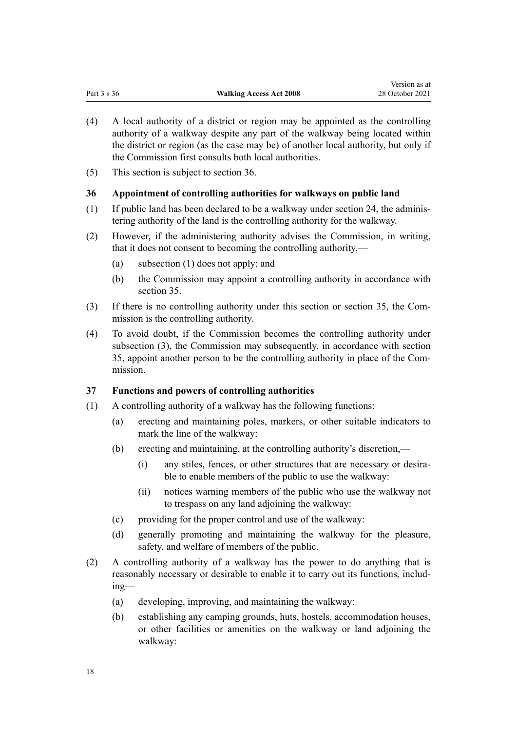(4) A local authority of a district or region may be appointed as the controlling authority of a walkway despite any part of the walkway being located within the district or region (as the case may be) of another local authority, but only if the Commission first consults both local authorities.

(5) This section is subject to section 36.

### 36 Appointment of controlling authorities for walkways on public land

(1) If public land has been declared to be a walkway under section 24, the administering authority of the land is the controlling authority for the walkway.

(2) However, if the administering authority advises the Commission, in writing, that it does not consent to becoming the controlling authority,—

- (a) subsection (1) does not apply; and
- (b) the Commission may appoint a controlling authority in accordance with section 35.

(3) If there is no controlling authority under this section or section 35, the Commission is the controlling authority.

(4) To avoid doubt, if the Commission becomes the controlling authority under subsection (3), the Commission may subsequently, in accordance with section 35, appoint another person to be the controlling authority in place of the Commission.

### 37 Functions and powers of controlling authorities

(1) A controlling authority of a walkway has the following functions:

- (a) erecting and maintaining poles, markers, or other suitable indicators to mark the line of the walkway:
- (b) erecting and maintaining, at the controlling authority's discretion,—
  - (i) any stiles, fences, or other structures that are necessary or desirable to enable members of the public to use the walkway:
  - (ii) notices warning members of the public who use the walkway not to trespass on any land adjoining the walkway:
- (c) providing for the proper control and use of the walkway:
- (d) generally promoting and maintaining the walkway for the pleasure, safety, and welfare of members of the public.

(2) A controlling authority of a walkway has the power to do anything that is reasonably necessary or desirable to enable it to carry out its functions, including—

- (a) developing, improving, and maintaining the walkway:
- (b) establishing any camping grounds, huts, hostels, accommodation houses, or other facilities or amenities on the walkway or land adjoining the walkway: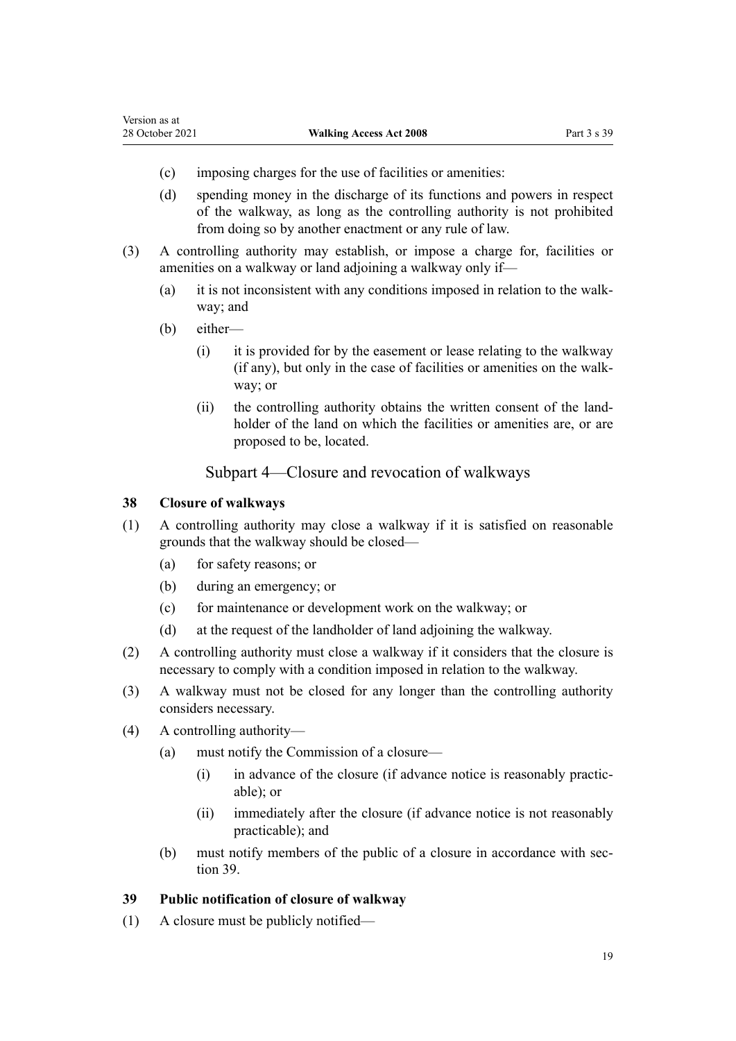- (c) imposing charges for the use of facilities or amenities:
- (d) spending money in the discharge of its functions and powers in respect of the walkway, as long as the controlling authority is not prohibited from doing so by another enactment or any rule of law.

(3) A controlling authority may establish, or impose a charge for, facilities or amenities on a walkway or land adjoining a walkway only if—

- (a) it is not inconsistent with any conditions imposed in relation to the walkway; and
- (b) either—
  - (i) it is provided for by the easement or lease relating to the walkway (if any), but only in the case of facilities or amenities on the walkway; or
  - (ii) the controlling authority obtains the written consent of the landholder of the land on which the facilities or amenities are, or are proposed to be, located.

## Subpart 4—Closure and revocation of walkways

### 38 Closure of walkways

(1) A controlling authority may close a walkway if it is satisfied on reasonable grounds that the walkway should be closed—

- (a) for safety reasons; or
- (b) during an emergency; or
- (c) for maintenance or development work on the walkway; or
- (d) at the request of the landholder of land adjoining the walkway.

(2) A controlling authority must close a walkway if it considers that the closure is necessary to comply with a condition imposed in relation to the walkway.

(3) A walkway must not be closed for any longer than the controlling authority considers necessary.

(4) A controlling authority—

- (a) must notify the Commission of a closure—
  - (i) in advance of the closure (if advance notice is reasonably practicable); or
  - (ii) immediately after the closure (if advance notice is not reasonably practicable); and
- (b) must notify members of the public of a closure in accordance with section 39.

### 39 Public notification of closure of walkway

(1) A closure must be publicly notified—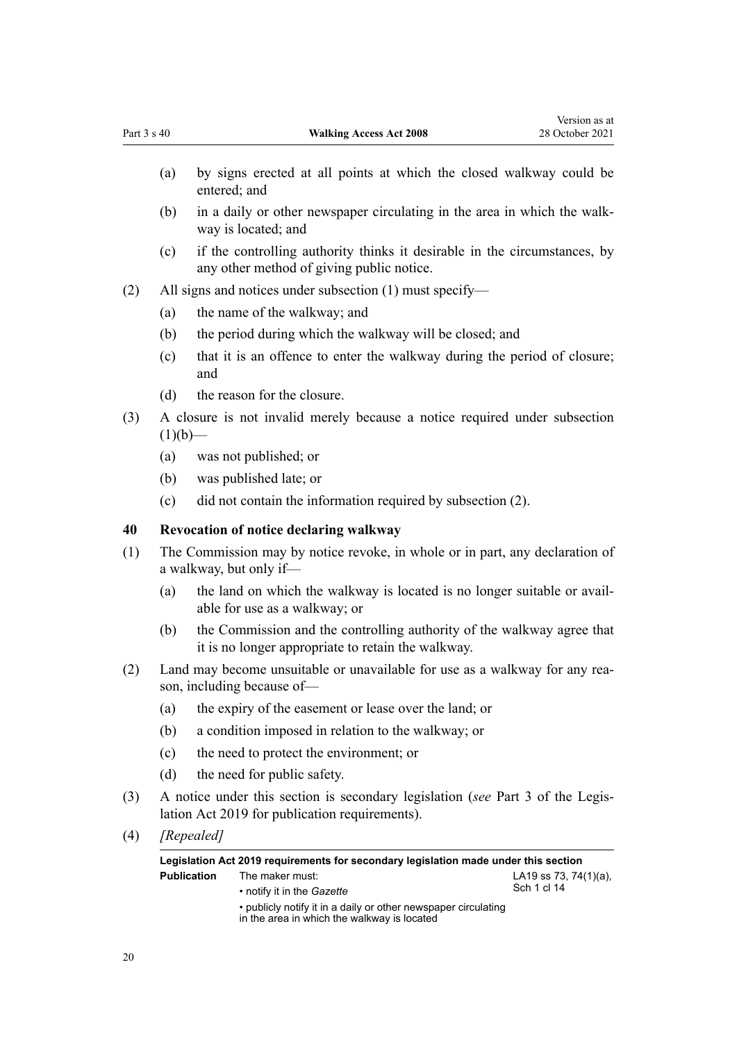(a) by signs erected at all points at which the closed walkway could be entered; and

(b) in a daily or other newspaper circulating in the area in which the walkway is located; and

(c) if the controlling authority thinks it desirable in the circumstances, by any other method of giving public notice.

(2) All signs and notices under subsection (1) must specify—

(a) the name of the walkway; and

(b) the period during which the walkway will be closed; and

(c) that it is an offence to enter the walkway during the period of closure; and

(d) the reason for the closure.

(3) A closure is not invalid merely because a notice required under subsection (1)(b)—

(a) was not published; or

(b) was published late; or

(c) did not contain the information required by subsection (2).

## 40 Revocation of notice declaring walkway

(1) The Commission may by notice revoke, in whole or in part, any declaration of a walkway, but only if—

(a) the land on which the walkway is located is no longer suitable or available for use as a walkway; or

(b) the Commission and the controlling authority of the walkway agree that it is no longer appropriate to retain the walkway.

(2) Land may become unsuitable or unavailable for use as a walkway for any reason, including because of—

(a) the expiry of the easement or lease over the land; or

(b) a condition imposed in relation to the walkway; or

(c) the need to protect the environment; or

(d) the need for public safety.

(3) A notice under this section is secondary legislation (*see* Part 3 of the Legislation Act 2019 for publication requirements).

(4) *[Repealed]*

| **Legislation Act 2019 requirements for secondary legislation made under this section** | | |
|---|---|---|
| **Publication** | The maker must:<br>• notify it in the *Gazette*<br>• publicly notify it in a daily or other newspaper circulating in the area in which the walkway is located | LA19 ss 73, 74(1)(a), Sch 1 cl 14 |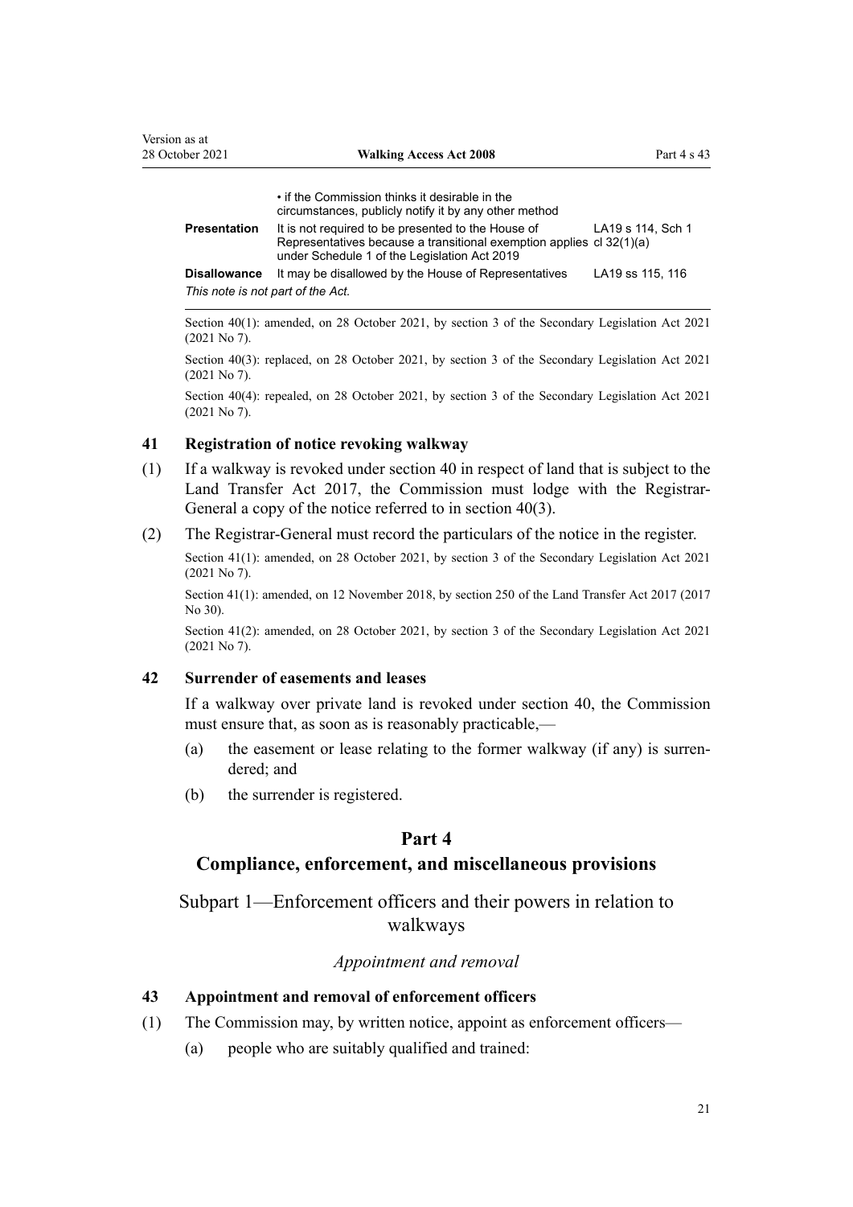| | | |
|---|---|---|
| | • if the Commission thinks it desirable in the circumstances, publicly notify it by any other method | |
| **Presentation** | It is not required to be presented to the House of Representatives because a transitional exemption applies under Schedule 1 of the Legislation Act 2019 | LA19 s 114, Sch 1 cl 32(1)(a) |
| **Disallowance** | It may be disallowed by the House of Representatives | LA19 ss 115, 116 |

*This note is not part of the Act.*

Section 40(1): amended, on 28 October 2021, by section 3 of the Secondary Legislation Act 2021 (2021 No 7).

Section 40(3): replaced, on 28 October 2021, by section 3 of the Secondary Legislation Act 2021 (2021 No 7).

Section 40(4): repealed, on 28 October 2021, by section 3 of the Secondary Legislation Act 2021 (2021 No 7).

### 41 Registration of notice revoking walkway

(1) If a walkway is revoked under section 40 in respect of land that is subject to the Land Transfer Act 2017, the Commission must lodge with the Registrar-General a copy of the notice referred to in section 40(3).

(2) The Registrar-General must record the particulars of the notice in the register.

Section 41(1): amended, on 28 October 2021, by section 3 of the Secondary Legislation Act 2021 (2021 No 7).

Section 41(1): amended, on 12 November 2018, by section 250 of the Land Transfer Act 2017 (2017 No 30).

Section 41(2): amended, on 28 October 2021, by section 3 of the Secondary Legislation Act 2021 (2021 No 7).

### 42 Surrender of easements and leases

If a walkway over private land is revoked under section 40, the Commission must ensure that, as soon as is reasonably practicable,—

(a) the easement or lease relating to the former walkway (if any) is surrendered; and

(b) the surrender is registered.

## Part 4
## Compliance, enforcement, and miscellaneous provisions

## Subpart 1—Enforcement officers and their powers in relation to walkways

*Appointment and removal*

### 43 Appointment and removal of enforcement officers

(1) The Commission may, by written notice, appoint as enforcement officers—

(a) people who are suitably qualified and trained: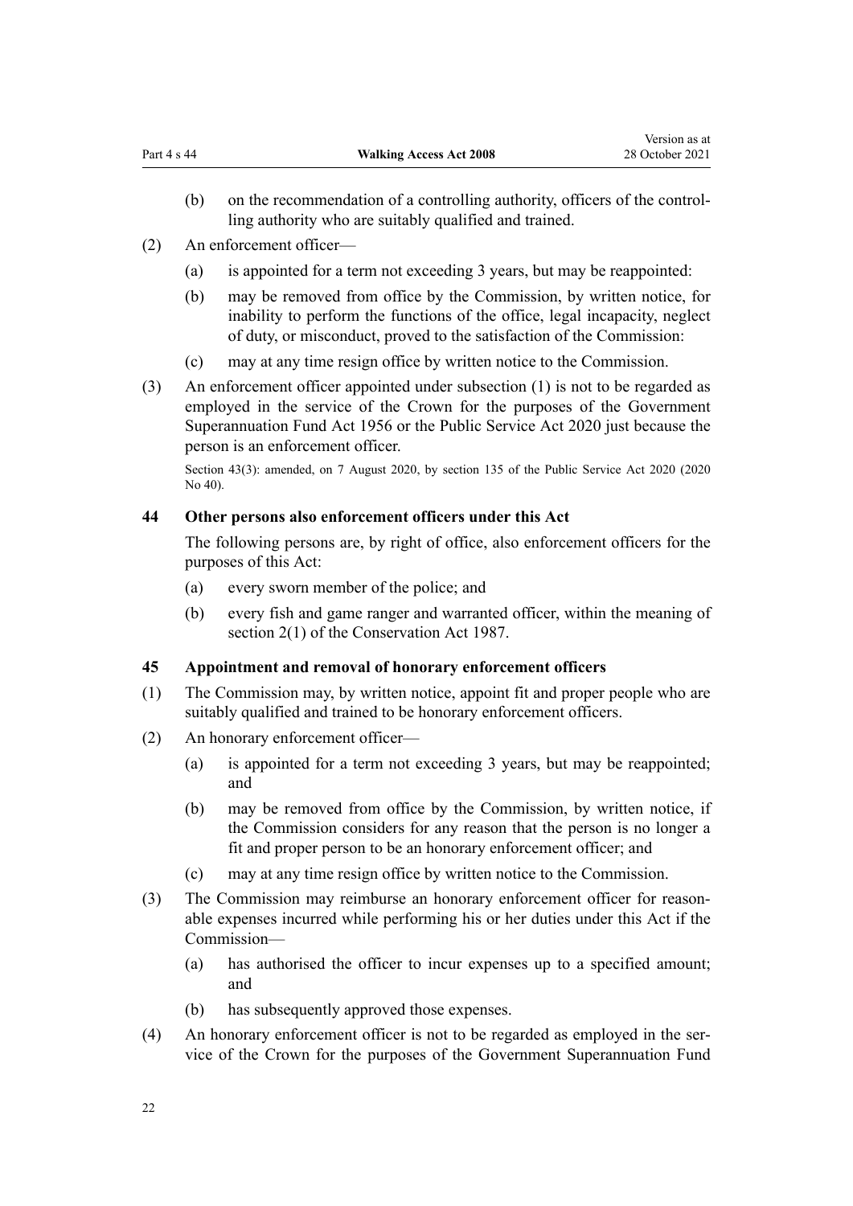(b) on the recommendation of a controlling authority, officers of the controlling authority who are suitably qualified and trained.

(2) An enforcement officer—

(a) is appointed for a term not exceeding 3 years, but may be reappointed:

(b) may be removed from office by the Commission, by written notice, for inability to perform the functions of the office, legal incapacity, neglect of duty, or misconduct, proved to the satisfaction of the Commission:

(c) may at any time resign office by written notice to the Commission.

(3) An enforcement officer appointed under subsection (1) is not to be regarded as employed in the service of the Crown for the purposes of the Government Superannuation Fund Act 1956 or the Public Service Act 2020 just because the person is an enforcement officer.

Section 43(3): amended, on 7 August 2020, by section 135 of the Public Service Act 2020 (2020 No 40).

### 44 Other persons also enforcement officers under this Act

The following persons are, by right of office, also enforcement officers for the purposes of this Act:

(a) every sworn member of the police; and

(b) every fish and game ranger and warranted officer, within the meaning of section 2(1) of the Conservation Act 1987.

### 45 Appointment and removal of honorary enforcement officers

(1) The Commission may, by written notice, appoint fit and proper people who are suitably qualified and trained to be honorary enforcement officers.

(2) An honorary enforcement officer—

(a) is appointed for a term not exceeding 3 years, but may be reappointed; and

(b) may be removed from office by the Commission, by written notice, if the Commission considers for any reason that the person is no longer a fit and proper person to be an honorary enforcement officer; and

(c) may at any time resign office by written notice to the Commission.

(3) The Commission may reimburse an honorary enforcement officer for reasonable expenses incurred while performing his or her duties under this Act if the Commission—

(a) has authorised the officer to incur expenses up to a specified amount; and

(b) has subsequently approved those expenses.

(4) An honorary enforcement officer is not to be regarded as employed in the service of the Crown for the purposes of the Government Superannuation Fund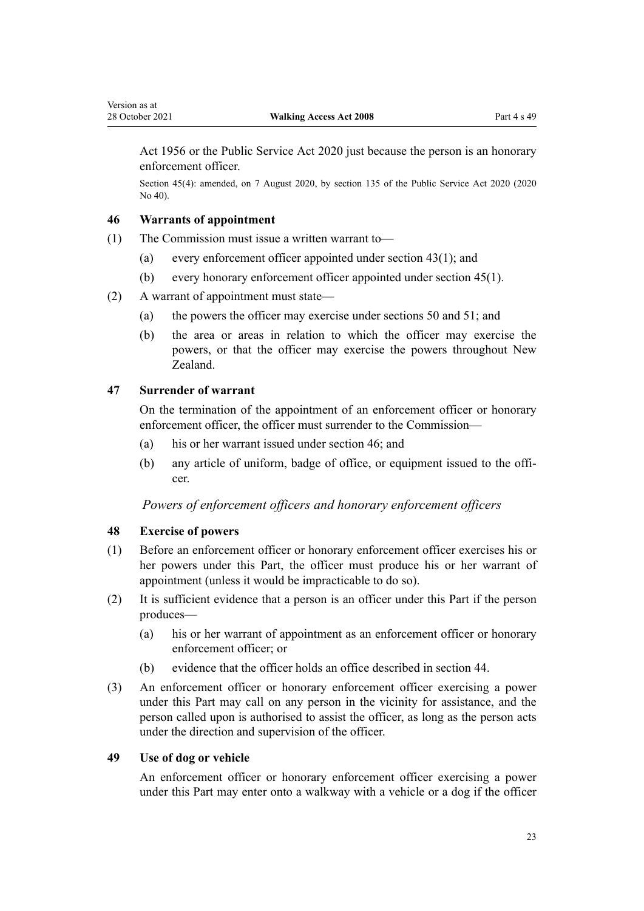Act 1956 or the Public Service Act 2020 just because the person is an honorary enforcement officer.

Section 45(4): amended, on 7 August 2020, by section 135 of the Public Service Act 2020 (2020 No 40).

### 46 Warrants of appointment

(1) The Commission must issue a written warrant to—

(a) every enforcement officer appointed under section 43(1); and

(b) every honorary enforcement officer appointed under section 45(1).

(2) A warrant of appointment must state—

(a) the powers the officer may exercise under sections 50 and 51; and

(b) the area or areas in relation to which the officer may exercise the powers, or that the officer may exercise the powers throughout New Zealand.

### 47 Surrender of warrant

On the termination of the appointment of an enforcement officer or honorary enforcement officer, the officer must surrender to the Commission—

(a) his or her warrant issued under section 46; and

(b) any article of uniform, badge of office, or equipment issued to the officer.

*Powers of enforcement officers and honorary enforcement officers*

### 48 Exercise of powers

(1) Before an enforcement officer or honorary enforcement officer exercises his or her powers under this Part, the officer must produce his or her warrant of appointment (unless it would be impracticable to do so).

(2) It is sufficient evidence that a person is an officer under this Part if the person produces—

(a) his or her warrant of appointment as an enforcement officer or honorary enforcement officer; or

(b) evidence that the officer holds an office described in section 44.

(3) An enforcement officer or honorary enforcement officer exercising a power under this Part may call on any person in the vicinity for assistance, and the person called upon is authorised to assist the officer, as long as the person acts under the direction and supervision of the officer.

### 49 Use of dog or vehicle

An enforcement officer or honorary enforcement officer exercising a power under this Part may enter onto a walkway with a vehicle or a dog if the officer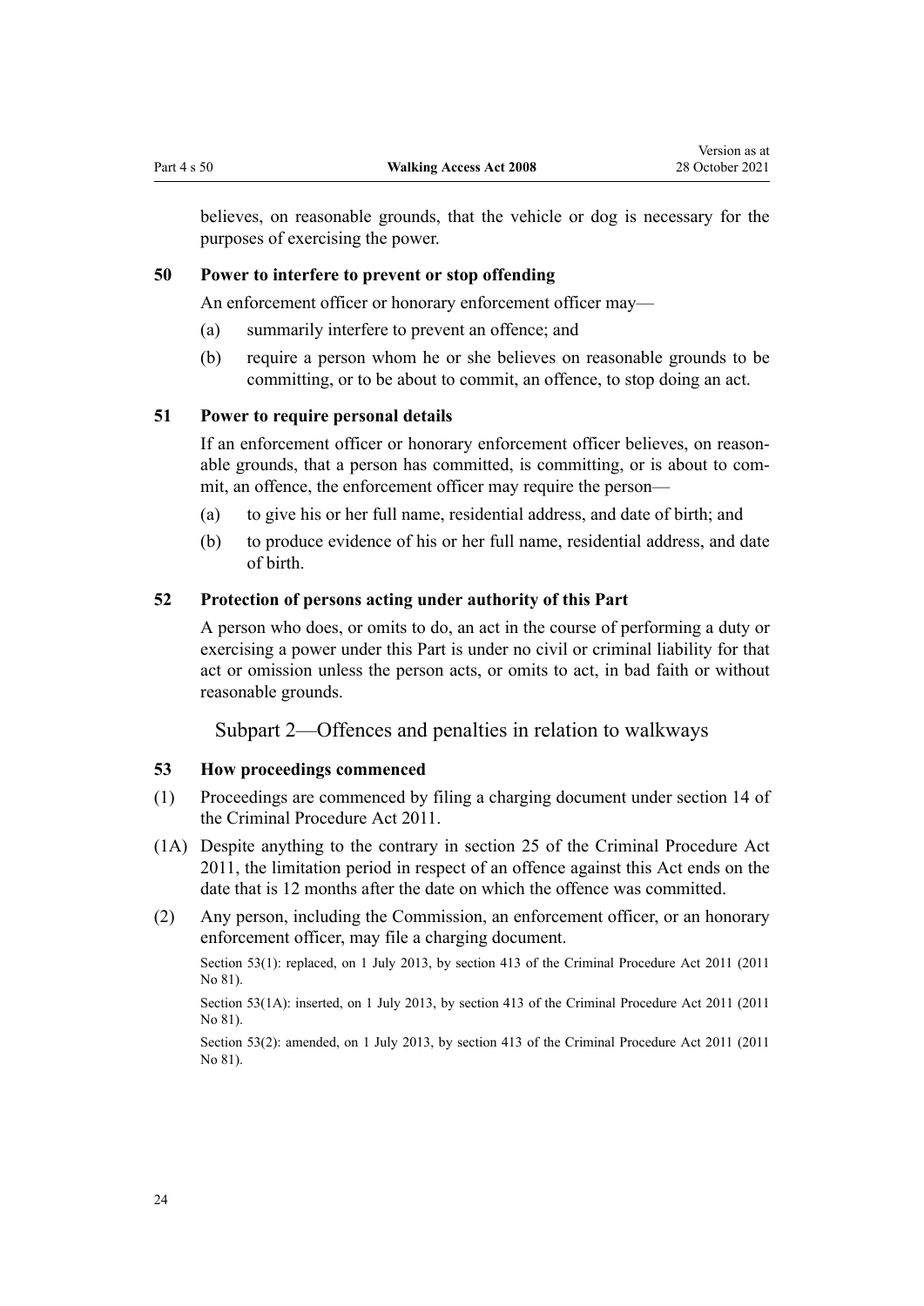believes, on reasonable grounds, that the vehicle or dog is necessary for the purposes of exercising the power.

### 50 Power to interfere to prevent or stop offending

An enforcement officer or honorary enforcement officer may—

(a) summarily interfere to prevent an offence; and

(b) require a person whom he or she believes on reasonable grounds to be committing, or to be about to commit, an offence, to stop doing an act.

### 51 Power to require personal details

If an enforcement officer or honorary enforcement officer believes, on reasonable grounds, that a person has committed, is committing, or is about to commit, an offence, the enforcement officer may require the person—

(a) to give his or her full name, residential address, and date of birth; and

(b) to produce evidence of his or her full name, residential address, and date of birth.

### 52 Protection of persons acting under authority of this Part

A person who does, or omits to do, an act in the course of performing a duty or exercising a power under this Part is under no civil or criminal liability for that act or omission unless the person acts, or omits to act, in bad faith or without reasonable grounds.

## Subpart 2—Offences and penalties in relation to walkways

### 53 How proceedings commenced

(1) Proceedings are commenced by filing a charging document under section 14 of the Criminal Procedure Act 2011.

(1A) Despite anything to the contrary in section 25 of the Criminal Procedure Act 2011, the limitation period in respect of an offence against this Act ends on the date that is 12 months after the date on which the offence was committed.

(2) Any person, including the Commission, an enforcement officer, or an honorary enforcement officer, may file a charging document.

Section 53(1): replaced, on 1 July 2013, by section 413 of the Criminal Procedure Act 2011 (2011 No 81).

Section 53(1A): inserted, on 1 July 2013, by section 413 of the Criminal Procedure Act 2011 (2011 No 81).

Section 53(2): amended, on 1 July 2013, by section 413 of the Criminal Procedure Act 2011 (2011 No 81).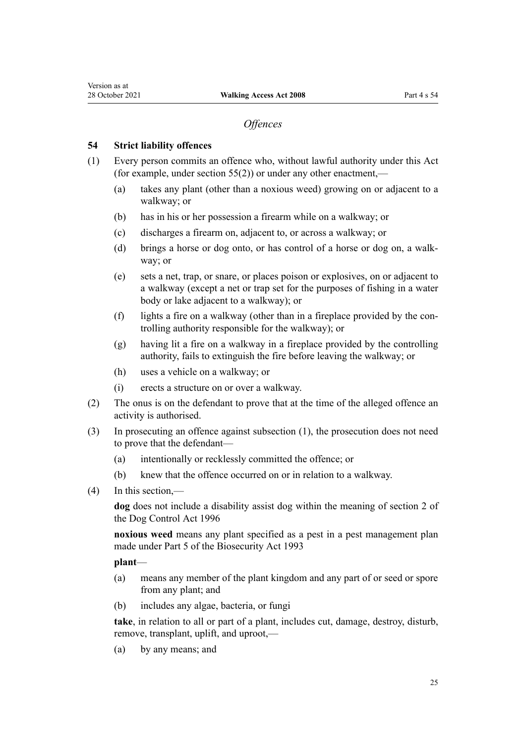## *Offences*

### 54 Strict liability offences

(1) Every person commits an offence who, without lawful authority under this Act (for example, under section 55(2)) or under any other enactment,—

  (a) takes any plant (other than a noxious weed) growing on or adjacent to a walkway; or

  (b) has in his or her possession a firearm while on a walkway; or

  (c) discharges a firearm on, adjacent to, or across a walkway; or

  (d) brings a horse or dog onto, or has control of a horse or dog on, a walkway; or

  (e) sets a net, trap, or snare, or places poison or explosives, on or adjacent to a walkway (except a net or trap set for the purposes of fishing in a water body or lake adjacent to a walkway); or

  (f) lights a fire on a walkway (other than in a fireplace provided by the controlling authority responsible for the walkway); or

  (g) having lit a fire on a walkway in a fireplace provided by the controlling authority, fails to extinguish the fire before leaving the walkway; or

  (h) uses a vehicle on a walkway; or

  (i) erects a structure on or over a walkway.

(2) The onus is on the defendant to prove that at the time of the alleged offence an activity is authorised.

(3) In prosecuting an offence against subsection (1), the prosecution does not need to prove that the defendant—

  (a) intentionally or recklessly committed the offence; or

  (b) knew that the offence occurred on or in relation to a walkway.

(4) In this section,—

**dog** does not include a disability assist dog within the meaning of section 2 of the Dog Control Act 1996

**noxious weed** means any plant specified as a pest in a pest management plan made under Part 5 of the Biosecurity Act 1993

**plant**—

  (a) means any member of the plant kingdom and any part of or seed or spore from any plant; and

  (b) includes any algae, bacteria, or fungi

**take**, in relation to all or part of a plant, includes cut, damage, destroy, disturb, remove, transplant, uplift, and uproot,—

  (a) by any means; and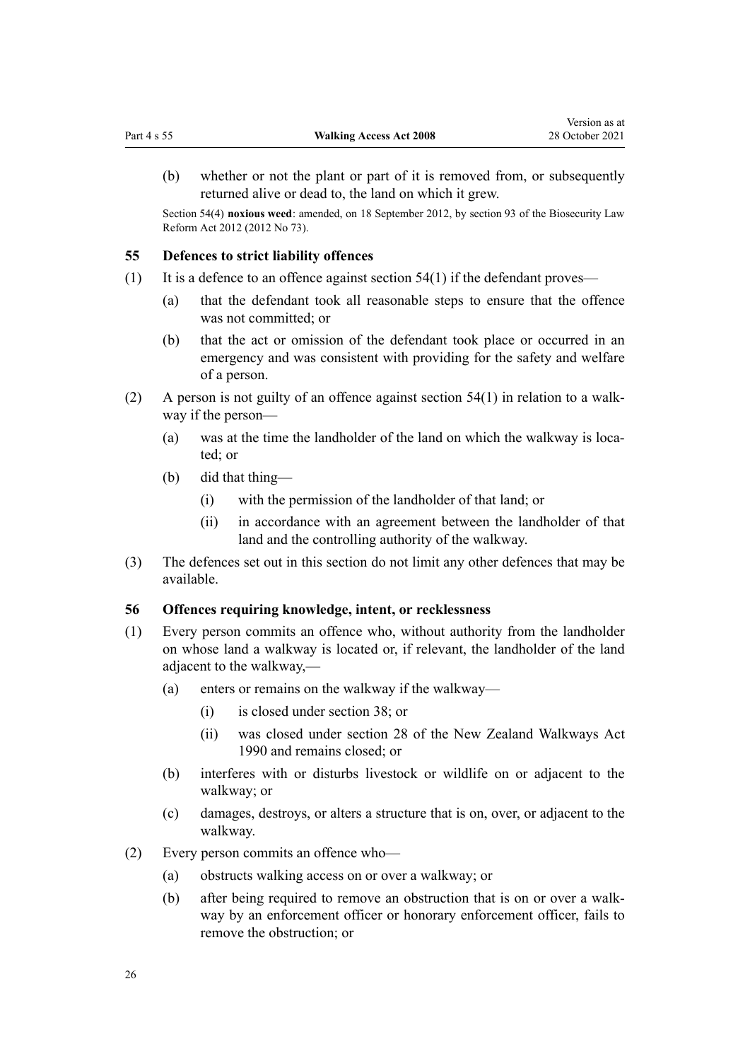(b) whether or not the plant or part of it is removed from, or subsequently returned alive or dead to, the land on which it grew.

Section 54(4) **noxious weed**: amended, on 18 September 2012, by section 93 of the Biosecurity Law Reform Act 2012 (2012 No 73).

## 55 Defences to strict liability offences

(1) It is a defence to an offence against section 54(1) if the defendant proves—

- (a) that the defendant took all reasonable steps to ensure that the offence was not committed; or
- (b) that the act or omission of the defendant took place or occurred in an emergency and was consistent with providing for the safety and welfare of a person.

(2) A person is not guilty of an offence against section 54(1) in relation to a walkway if the person—

- (a) was at the time the landholder of the land on which the walkway is located; or
- (b) did that thing—
  - (i) with the permission of the landholder of that land; or
  - (ii) in accordance with an agreement between the landholder of that land and the controlling authority of the walkway.

(3) The defences set out in this section do not limit any other defences that may be available.

## 56 Offences requiring knowledge, intent, or recklessness

(1) Every person commits an offence who, without authority from the landholder on whose land a walkway is located or, if relevant, the landholder of the land adjacent to the walkway,—

- (a) enters or remains on the walkway if the walkway—
  - (i) is closed under section 38; or
  - (ii) was closed under section 28 of the New Zealand Walkways Act 1990 and remains closed; or
- (b) interferes with or disturbs livestock or wildlife on or adjacent to the walkway; or
- (c) damages, destroys, or alters a structure that is on, over, or adjacent to the walkway.

(2) Every person commits an offence who—

- (a) obstructs walking access on or over a walkway; or
- (b) after being required to remove an obstruction that is on or over a walkway by an enforcement officer or honorary enforcement officer, fails to remove the obstruction; or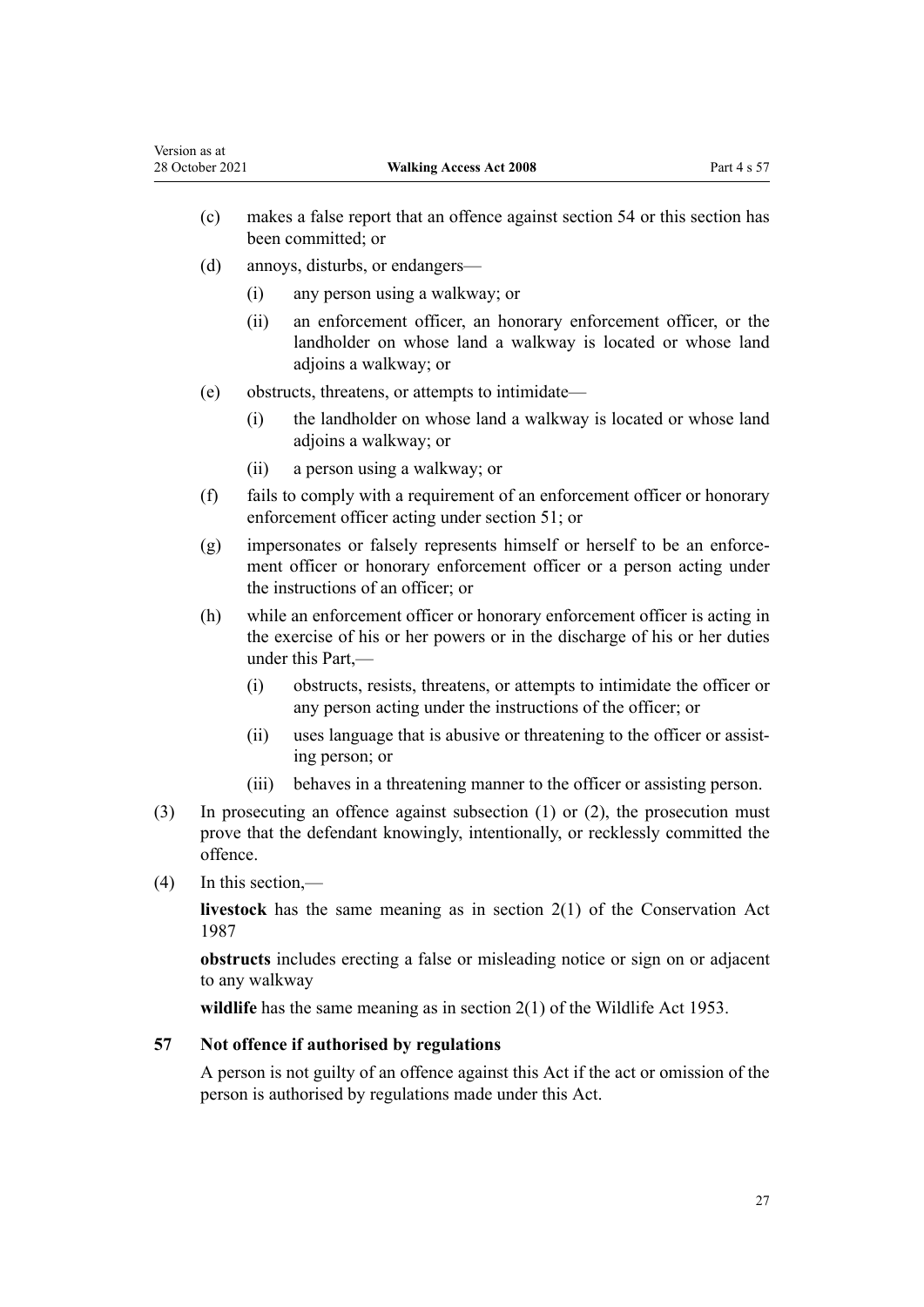(c) makes a false report that an offence against section 54 or this section has been committed; or

(d) annoys, disturbs, or endangers—

  (i) any person using a walkway; or

  (ii) an enforcement officer, an honorary enforcement officer, or the landholder on whose land a walkway is located or whose land adjoins a walkway; or

(e) obstructs, threatens, or attempts to intimidate—

  (i) the landholder on whose land a walkway is located or whose land adjoins a walkway; or

  (ii) a person using a walkway; or

(f) fails to comply with a requirement of an enforcement officer or honorary enforcement officer acting under section 51; or

(g) impersonates or falsely represents himself or herself to be an enforcement officer or honorary enforcement officer or a person acting under the instructions of an officer; or

(h) while an enforcement officer or honorary enforcement officer is acting in the exercise of his or her powers or in the discharge of his or her duties under this Part,—

  (i) obstructs, resists, threatens, or attempts to intimidate the officer or any person acting under the instructions of the officer; or

  (ii) uses language that is abusive or threatening to the officer or assisting person; or

  (iii) behaves in a threatening manner to the officer or assisting person.

(3) In prosecuting an offence against subsection (1) or (2), the prosecution must prove that the defendant knowingly, intentionally, or recklessly committed the offence.

(4) In this section,—

**livestock** has the same meaning as in section 2(1) of the Conservation Act 1987

**obstructs** includes erecting a false or misleading notice or sign on or adjacent to any walkway

**wildlife** has the same meaning as in section 2(1) of the Wildlife Act 1953.

### 57 Not offence if authorised by regulations

A person is not guilty of an offence against this Act if the act or omission of the person is authorised by regulations made under this Act.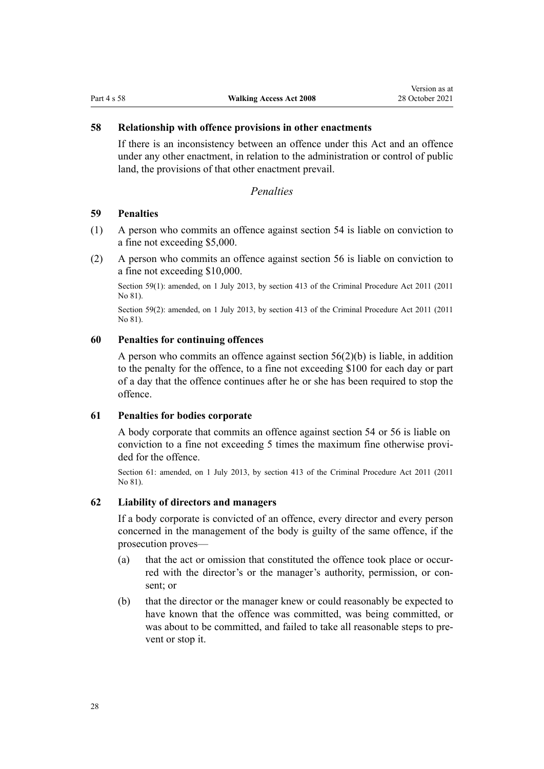### 58 Relationship with offence provisions in other enactments

If there is an inconsistency between an offence under this Act and an offence under any other enactment, in relation to the administration or control of public land, the provisions of that other enactment prevail.

*Penalties*

### 59 Penalties

(1) A person who commits an offence against section 54 is liable on conviction to a fine not exceeding $5,000.

(2) A person who commits an offence against section 56 is liable on conviction to a fine not exceeding $10,000.

Section 59(1): amended, on 1 July 2013, by section 413 of the Criminal Procedure Act 2011 (2011 No 81).

Section 59(2): amended, on 1 July 2013, by section 413 of the Criminal Procedure Act 2011 (2011 No 81).

### 60 Penalties for continuing offences

A person who commits an offence against section 56(2)(b) is liable, in addition to the penalty for the offence, to a fine not exceeding $100 for each day or part of a day that the offence continues after he or she has been required to stop the offence.

### 61 Penalties for bodies corporate

A body corporate that commits an offence against section 54 or 56 is liable on conviction to a fine not exceeding 5 times the maximum fine otherwise provided for the offence.

Section 61: amended, on 1 July 2013, by section 413 of the Criminal Procedure Act 2011 (2011 No 81).

### 62 Liability of directors and managers

If a body corporate is convicted of an offence, every director and every person concerned in the management of the body is guilty of the same offence, if the prosecution proves—

(a) that the act or omission that constituted the offence took place or occurred with the director's or the manager's authority, permission, or consent; or

(b) that the director or the manager knew or could reasonably be expected to have known that the offence was committed, was being committed, or was about to be committed, and failed to take all reasonable steps to prevent or stop it.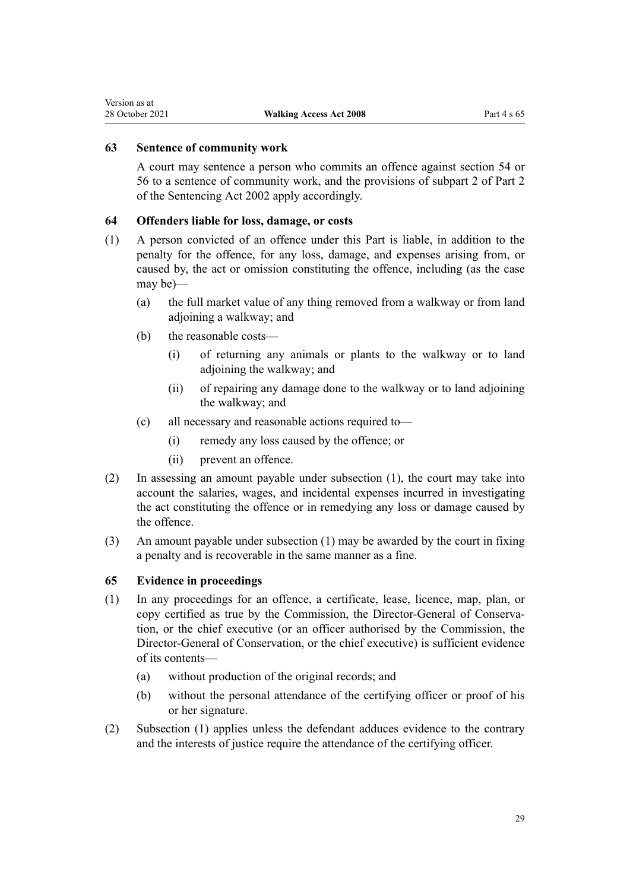### 63 Sentence of community work

A court may sentence a person who commits an offence against section 54 or 56 to a sentence of community work, and the provisions of subpart 2 of Part 2 of the Sentencing Act 2002 apply accordingly.

### 64 Offenders liable for loss, damage, or costs

(1) A person convicted of an offence under this Part is liable, in addition to the penalty for the offence, for any loss, damage, and expenses arising from, or caused by, the act or omission constituting the offence, including (as the case may be)—

- (a) the full market value of any thing removed from a walkway or from land adjoining a walkway; and
- (b) the reasonable costs—
  - (i) of returning any animals or plants to the walkway or to land adjoining the walkway; and
  - (ii) of repairing any damage done to the walkway or to land adjoining the walkway; and
- (c) all necessary and reasonable actions required to—
  - (i) remedy any loss caused by the offence; or
  - (ii) prevent an offence.

(2) In assessing an amount payable under subsection (1), the court may take into account the salaries, wages, and incidental expenses incurred in investigating the act constituting the offence or in remedying any loss or damage caused by the offence.

(3) An amount payable under subsection (1) may be awarded by the court in fixing a penalty and is recoverable in the same manner as a fine.

### 65 Evidence in proceedings

(1) In any proceedings for an offence, a certificate, lease, licence, map, plan, or copy certified as true by the Commission, the Director-General of Conservation, or the chief executive (or an officer authorised by the Commission, the Director-General of Conservation, or the chief executive) is sufficient evidence of its contents—

- (a) without production of the original records; and
- (b) without the personal attendance of the certifying officer or proof of his or her signature.

(2) Subsection (1) applies unless the defendant adduces evidence to the contrary and the interests of justice require the attendance of the certifying officer.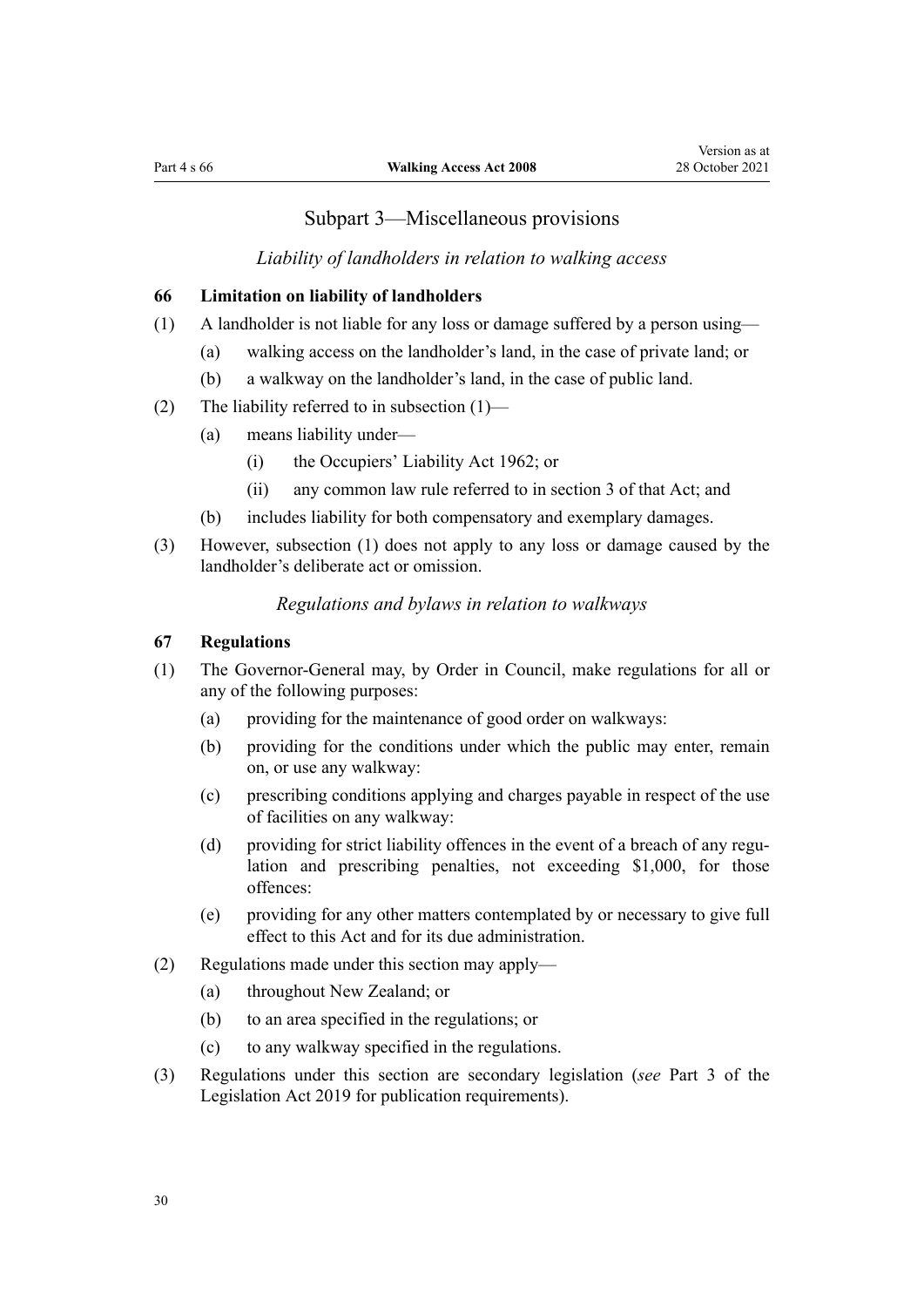## Subpart 3—Miscellaneous provisions

*Liability of landholders in relation to walking access*

### 66 Limitation on liability of landholders

(1) A landholder is not liable for any loss or damage suffered by a person using—

  (a) walking access on the landholder's land, in the case of private land; or

  (b) a walkway on the landholder's land, in the case of public land.

(2) The liability referred to in subsection (1)—

  (a) means liability under—

    (i) the Occupiers' Liability Act 1962; or

    (ii) any common law rule referred to in section 3 of that Act; and

  (b) includes liability for both compensatory and exemplary damages.

(3) However, subsection (1) does not apply to any loss or damage caused by the landholder's deliberate act or omission.

*Regulations and bylaws in relation to walkways*

### 67 Regulations

(1) The Governor-General may, by Order in Council, make regulations for all or any of the following purposes:

  (a) providing for the maintenance of good order on walkways:

  (b) providing for the conditions under which the public may enter, remain on, or use any walkway:

  (c) prescribing conditions applying and charges payable in respect of the use of facilities on any walkway:

  (d) providing for strict liability offences in the event of a breach of any regulation and prescribing penalties, not exceeding $1,000, for those offences:

  (e) providing for any other matters contemplated by or necessary to give full effect to this Act and for its due administration.

(2) Regulations made under this section may apply—

  (a) throughout New Zealand; or

  (b) to an area specified in the regulations; or

  (c) to any walkway specified in the regulations.

(3) Regulations under this section are secondary legislation (*see* Part 3 of the Legislation Act 2019 for publication requirements).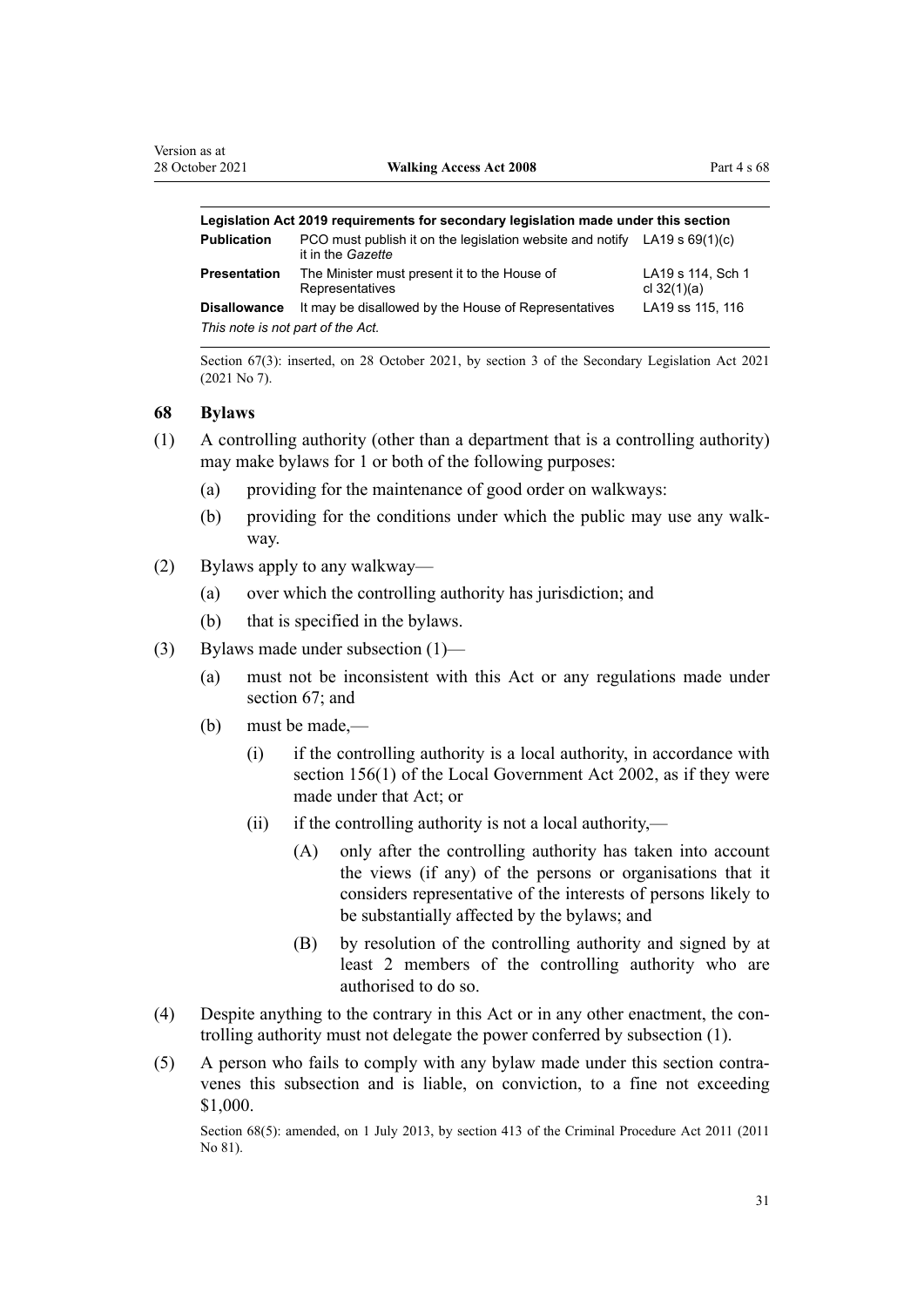| Legislation Act 2019 requirements for secondary legislation made under this section | | |
|---|---|---|
| **Publication** | PCO must publish it on the legislation website and notify it in the *Gazette* | LA19 s 69(1)(c) |
| **Presentation** | The Minister must present it to the House of Representatives | LA19 s 114, Sch 1 cl 32(1)(a) |
| **Disallowance** | It may be disallowed by the House of Representatives | LA19 ss 115, 116 |
| *This note is not part of the Act.* | | |

Section 67(3): inserted, on 28 October 2021, by section 3 of the Secondary Legislation Act 2021 (2021 No 7).

### 68 Bylaws

(1) A controlling authority (other than a department that is a controlling authority) may make bylaws for 1 or both of the following purposes:

- (a) providing for the maintenance of good order on walkways:
- (b) providing for the conditions under which the public may use any walkway.

(2) Bylaws apply to any walkway—

- (a) over which the controlling authority has jurisdiction; and
- (b) that is specified in the bylaws.

(3) Bylaws made under subsection (1)—

- (a) must not be inconsistent with this Act or any regulations made under section 67; and
- (b) must be made,—
  - (i) if the controlling authority is a local authority, in accordance with section 156(1) of the Local Government Act 2002, as if they were made under that Act; or
  - (ii) if the controlling authority is not a local authority,—
    - (A) only after the controlling authority has taken into account the views (if any) of the persons or organisations that it considers representative of the interests of persons likely to be substantially affected by the bylaws; and
    - (B) by resolution of the controlling authority and signed by at least 2 members of the controlling authority who are authorised to do so.

(4) Despite anything to the contrary in this Act or in any other enactment, the controlling authority must not delegate the power conferred by subsection (1).

(5) A person who fails to comply with any bylaw made under this section contravenes this subsection and is liable, on conviction, to a fine not exceeding $1,000.

Section 68(5): amended, on 1 July 2013, by section 413 of the Criminal Procedure Act 2011 (2011 No 81).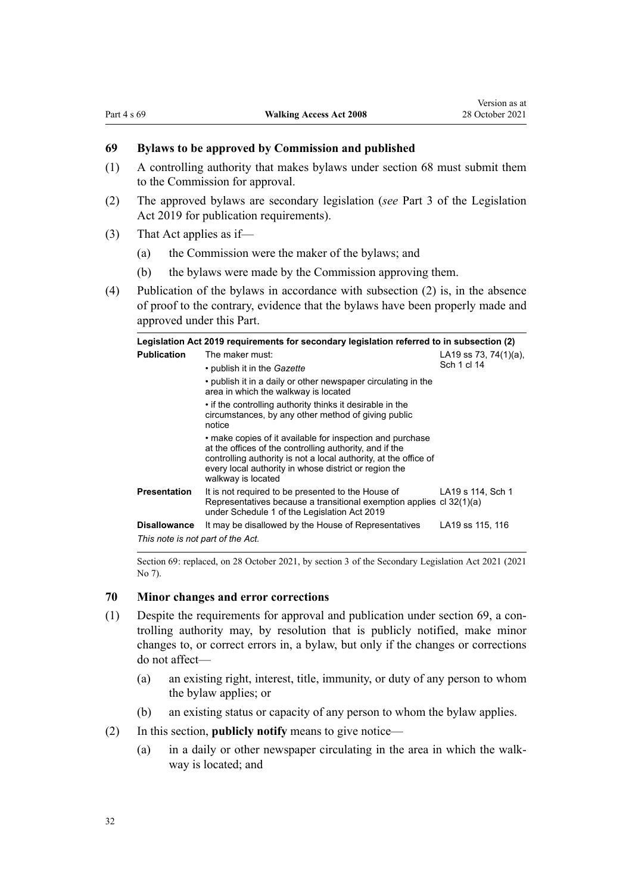## 69 Bylaws to be approved by Commission and published

(1) A controlling authority that makes bylaws under section 68 must submit them to the Commission for approval.

(2) The approved bylaws are secondary legislation (*see* Part 3 of the Legislation Act 2019 for publication requirements).

(3) That Act applies as if—

(a) the Commission were the maker of the bylaws; and

(b) the bylaws were made by the Commission approving them.

(4) Publication of the bylaws in accordance with subsection (2) is, in the absence of proof to the contrary, evidence that the bylaws have been properly made and approved under this Part.

| Legislation Act 2019 requirements for secondary legislation referred to in subsection (2) | | |
|---|---|---|
| **Publication** | The maker must:<br>• publish it in the *Gazette*<br>• publish it in a daily or other newspaper circulating in the area in which the walkway is located<br>• if the controlling authority thinks it desirable in the circumstances, by any other method of giving public notice<br>• make copies of it available for inspection and purchase at the offices of the controlling authority, and if the controlling authority is not a local authority, at the office of every local authority in whose district or region the walkway is located | LA19 ss 73, 74(1)(a), Sch 1 cl 14 |
| **Presentation** | It is not required to be presented to the House of Representatives because a transitional exemption applies under Schedule 1 of the Legislation Act 2019 | LA19 s 114, Sch 1 cl 32(1)(a) |
| **Disallowance** | It may be disallowed by the House of Representatives | LA19 ss 115, 116 |

*This note is not part of the Act.*

Section 69: replaced, on 28 October 2021, by section 3 of the Secondary Legislation Act 2021 (2021 No 7).

## 70 Minor changes and error corrections

(1) Despite the requirements for approval and publication under section 69, a controlling authority may, by resolution that is publicly notified, make minor changes to, or correct errors in, a bylaw, but only if the changes or corrections do not affect—

(a) an existing right, interest, title, immunity, or duty of any person to whom the bylaw applies; or

(b) an existing status or capacity of any person to whom the bylaw applies.

(2) In this section, **publicly notify** means to give notice—

(a) in a daily or other newspaper circulating in the area in which the walkway is located; and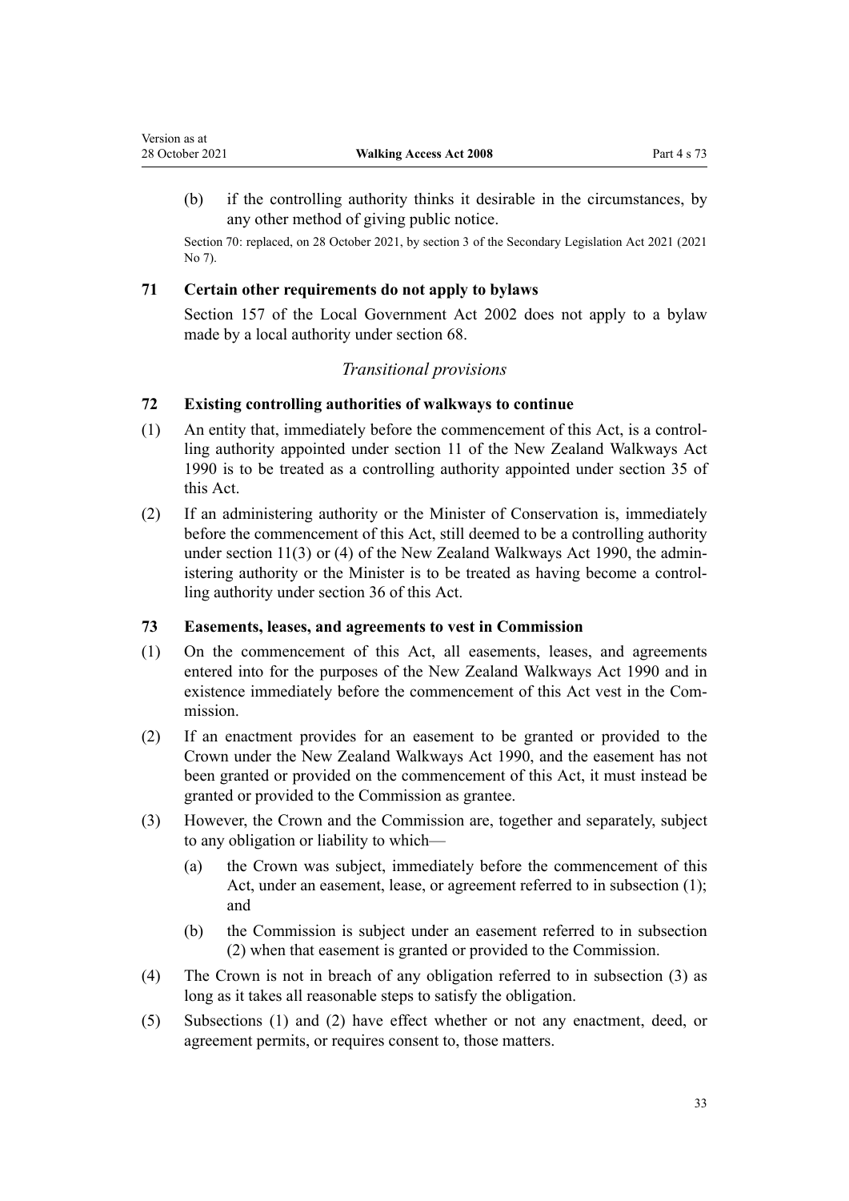(b) if the controlling authority thinks it desirable in the circumstances, by any other method of giving public notice.

Section 70: replaced, on 28 October 2021, by section 3 of the Secondary Legislation Act 2021 (2021 No 7).

### 71 Certain other requirements do not apply to bylaws

Section 157 of the Local Government Act 2002 does not apply to a bylaw made by a local authority under section 68.

*Transitional provisions*

### 72 Existing controlling authorities of walkways to continue

(1) An entity that, immediately before the commencement of this Act, is a controlling authority appointed under section 11 of the New Zealand Walkways Act 1990 is to be treated as a controlling authority appointed under section 35 of this Act.

(2) If an administering authority or the Minister of Conservation is, immediately before the commencement of this Act, still deemed to be a controlling authority under section 11(3) or (4) of the New Zealand Walkways Act 1990, the administering authority or the Minister is to be treated as having become a controlling authority under section 36 of this Act.

### 73 Easements, leases, and agreements to vest in Commission

(1) On the commencement of this Act, all easements, leases, and agreements entered into for the purposes of the New Zealand Walkways Act 1990 and in existence immediately before the commencement of this Act vest in the Commission.

(2) If an enactment provides for an easement to be granted or provided to the Crown under the New Zealand Walkways Act 1990, and the easement has not been granted or provided on the commencement of this Act, it must instead be granted or provided to the Commission as grantee.

(3) However, the Crown and the Commission are, together and separately, subject to any obligation or liability to which—

(a) the Crown was subject, immediately before the commencement of this Act, under an easement, lease, or agreement referred to in subsection (1); and

(b) the Commission is subject under an easement referred to in subsection (2) when that easement is granted or provided to the Commission.

(4) The Crown is not in breach of any obligation referred to in subsection (3) as long as it takes all reasonable steps to satisfy the obligation.

(5) Subsections (1) and (2) have effect whether or not any enactment, deed, or agreement permits, or requires consent to, those matters.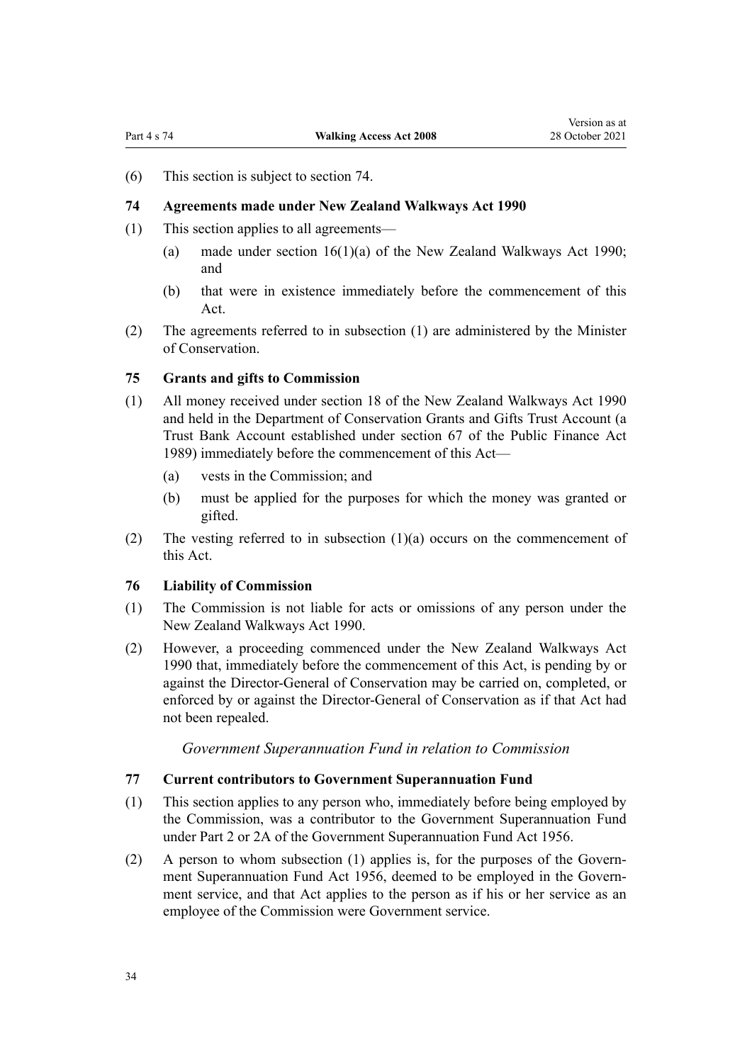(6) This section is subject to section 74.

### 74 Agreements made under New Zealand Walkways Act 1990

(1) This section applies to all agreements—

   (a) made under section 16(1)(a) of the New Zealand Walkways Act 1990; and

   (b) that were in existence immediately before the commencement of this Act.

(2) The agreements referred to in subsection (1) are administered by the Minister of Conservation.

### 75 Grants and gifts to Commission

(1) All money received under section 18 of the New Zealand Walkways Act 1990 and held in the Department of Conservation Grants and Gifts Trust Account (a Trust Bank Account established under section 67 of the Public Finance Act 1989) immediately before the commencement of this Act—

   (a) vests in the Commission; and

   (b) must be applied for the purposes for which the money was granted or gifted.

(2) The vesting referred to in subsection (1)(a) occurs on the commencement of this Act.

### 76 Liability of Commission

(1) The Commission is not liable for acts or omissions of any person under the New Zealand Walkways Act 1990.

(2) However, a proceeding commenced under the New Zealand Walkways Act 1990 that, immediately before the commencement of this Act, is pending by or against the Director-General of Conservation may be carried on, completed, or enforced by or against the Director-General of Conservation as if that Act had not been repealed.

*Government Superannuation Fund in relation to Commission*

### 77 Current contributors to Government Superannuation Fund

(1) This section applies to any person who, immediately before being employed by the Commission, was a contributor to the Government Superannuation Fund under Part 2 or 2A of the Government Superannuation Fund Act 1956.

(2) A person to whom subsection (1) applies is, for the purposes of the Government Superannuation Fund Act 1956, deemed to be employed in the Government service, and that Act applies to the person as if his or her service as an employee of the Commission were Government service.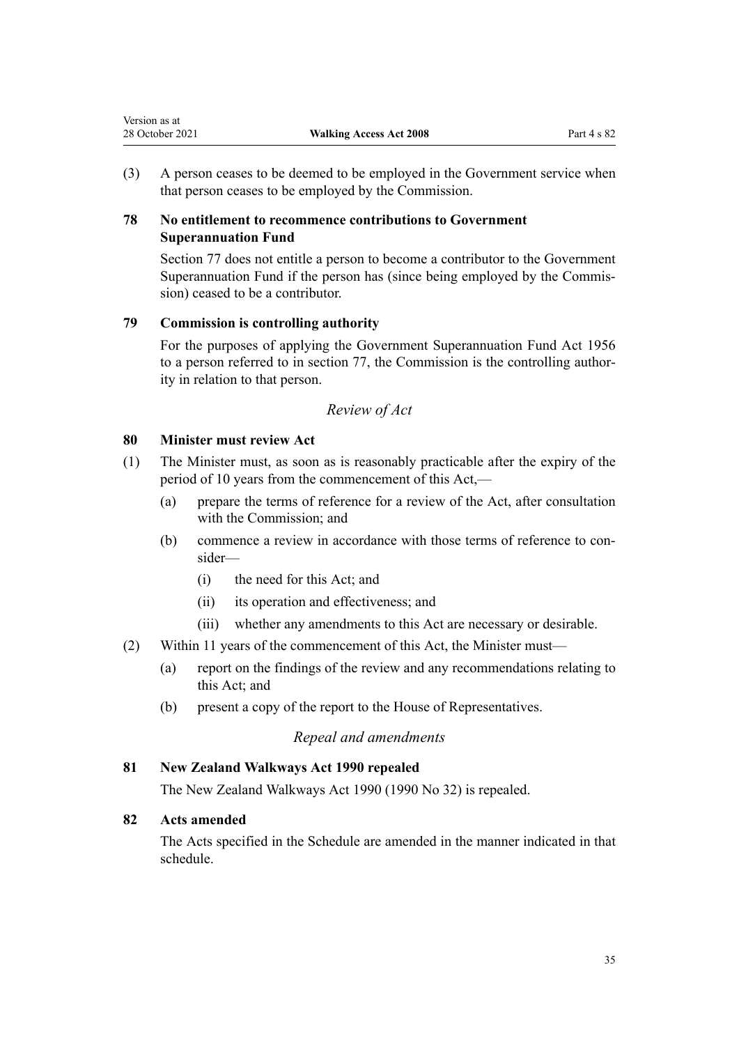(3) A person ceases to be deemed to be employed in the Government service when that person ceases to be employed by the Commission.

### 78 No entitlement to recommence contributions to Government Superannuation Fund

Section 77 does not entitle a person to become a contributor to the Government Superannuation Fund if the person has (since being employed by the Commission) ceased to be a contributor.

### 79 Commission is controlling authority

For the purposes of applying the Government Superannuation Fund Act 1956 to a person referred to in section 77, the Commission is the controlling authority in relation to that person.

*Review of Act*

### 80 Minister must review Act

(1) The Minister must, as soon as is reasonably practicable after the expiry of the period of 10 years from the commencement of this Act,—

- (a) prepare the terms of reference for a review of the Act, after consultation with the Commission; and
- (b) commence a review in accordance with those terms of reference to consider—
  - (i) the need for this Act; and
  - (ii) its operation and effectiveness; and
  - (iii) whether any amendments to this Act are necessary or desirable.

(2) Within 11 years of the commencement of this Act, the Minister must—

- (a) report on the findings of the review and any recommendations relating to this Act; and
- (b) present a copy of the report to the House of Representatives.

*Repeal and amendments*

### 81 New Zealand Walkways Act 1990 repealed

The New Zealand Walkways Act 1990 (1990 No 32) is repealed.

### 82 Acts amended

The Acts specified in the Schedule are amended in the manner indicated in that schedule.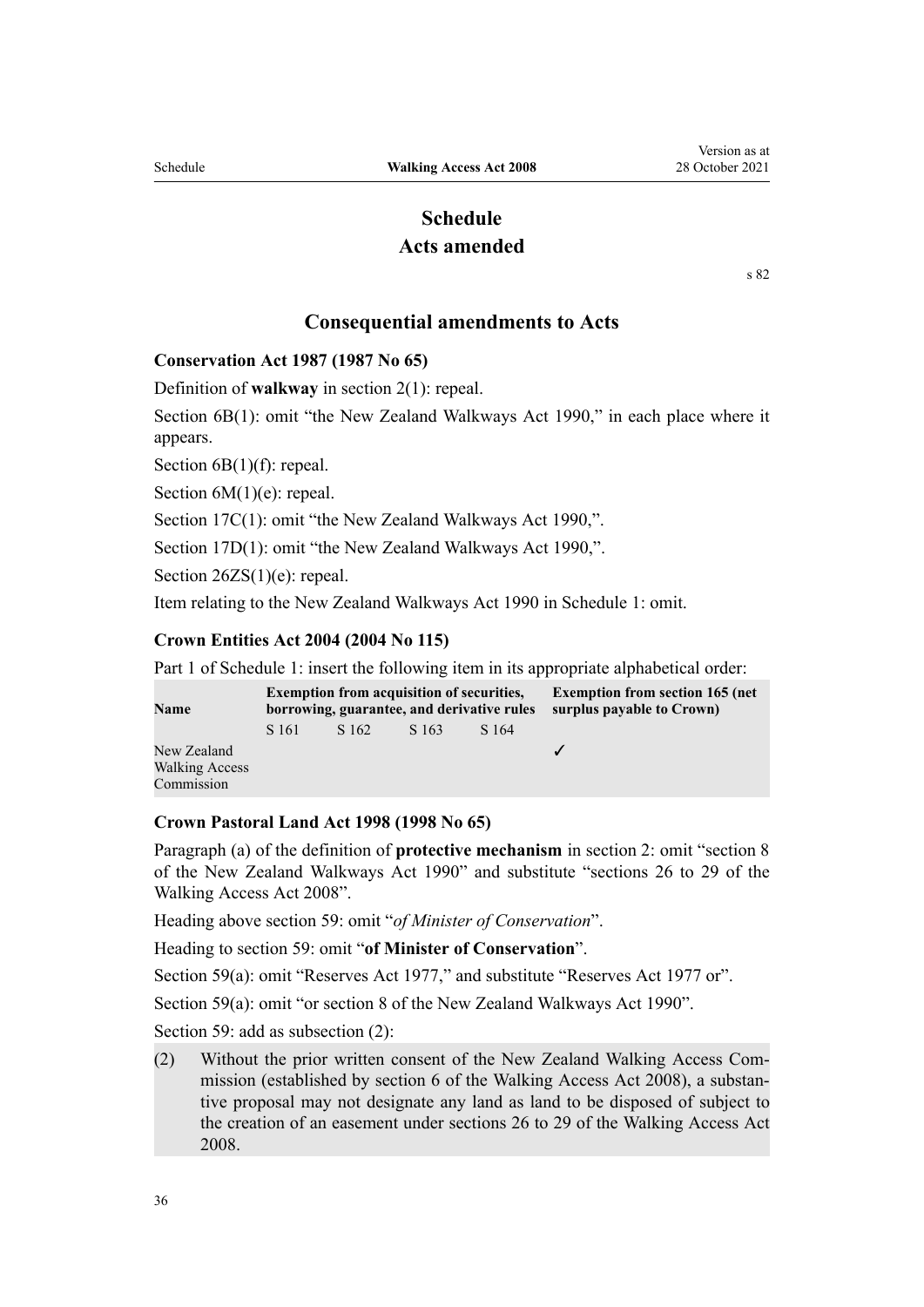# Schedule
## Acts amended

s 82

## Consequential amendments to Acts

**Conservation Act 1987 (1987 No 65)**

Definition of **walkway** in section 2(1): repeal.

Section 6B(1): omit "the New Zealand Walkways Act 1990," in each place where it appears.

Section 6B(1)(f): repeal.

Section 6M(1)(e): repeal.

Section 17C(1): omit "the New Zealand Walkways Act 1990,".

Section 17D(1): omit "the New Zealand Walkways Act 1990,".

Section 26ZS(1)(e): repeal.

Item relating to the New Zealand Walkways Act 1990 in Schedule 1: omit.

**Crown Entities Act 2004 (2004 No 115)**

Part 1 of Schedule 1: insert the following item in its appropriate alphabetical order:

| Name | Exemption from acquisition of securities, borrowing, guarantee, and derivative rules | | | | Exemption from section 165 (net surplus payable to Crown) |
|---|---|---|---|---|---|
| | S 161 | S 162 | S 163 | S 164 | |
| New Zealand Walking Access Commission | | | | | ✓ |

**Crown Pastoral Land Act 1998 (1998 No 65)**

Paragraph (a) of the definition of **protective mechanism** in section 2: omit "section 8 of the New Zealand Walkways Act 1990" and substitute "sections 26 to 29 of the Walking Access Act 2008".

Heading above section 59: omit "*of Minister of Conservation*".

Heading to section 59: omit "**of Minister of Conservation**".

Section 59(a): omit "Reserves Act 1977," and substitute "Reserves Act 1977 or".

Section 59(a): omit "or section 8 of the New Zealand Walkways Act 1990".

Section 59: add as subsection (2):

(2) Without the prior written consent of the New Zealand Walking Access Commission (established by section 6 of the Walking Access Act 2008), a substantive proposal may not designate any land as land to be disposed of subject to the creation of an easement under sections 26 to 29 of the Walking Access Act 2008.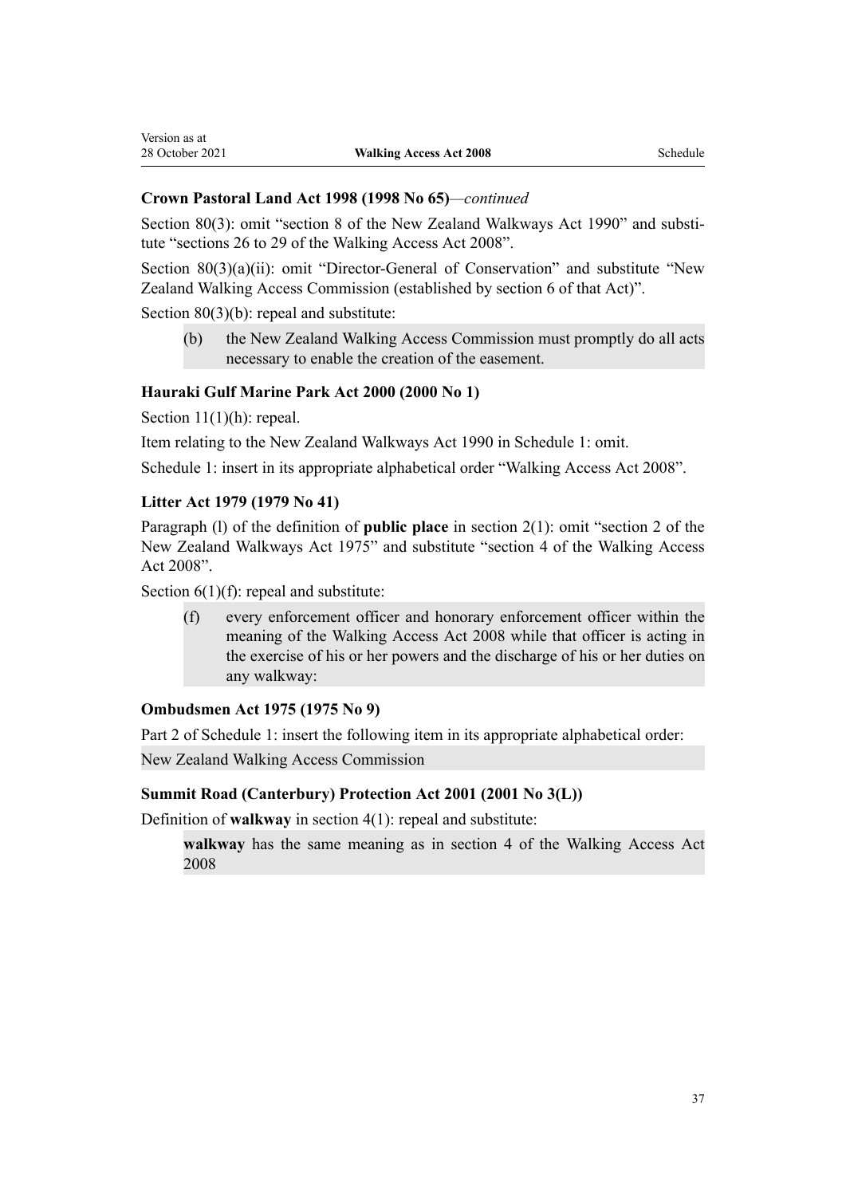### Crown Pastoral Land Act 1998 (1998 No 65)—*continued*

Section 80(3): omit "section 8 of the New Zealand Walkways Act 1990" and substitute "sections 26 to 29 of the Walking Access Act 2008".

Section 80(3)(a)(ii): omit "Director-General of Conservation" and substitute "New Zealand Walking Access Commission (established by section 6 of that Act)".

Section 80(3)(b): repeal and substitute:

> (b) the New Zealand Walking Access Commission must promptly do all acts necessary to enable the creation of the easement.

### Hauraki Gulf Marine Park Act 2000 (2000 No 1)

Section 11(1)(h): repeal.

Item relating to the New Zealand Walkways Act 1990 in Schedule 1: omit.

Schedule 1: insert in its appropriate alphabetical order "Walking Access Act 2008".

### Litter Act 1979 (1979 No 41)

Paragraph (l) of the definition of **public place** in section 2(1): omit "section 2 of the New Zealand Walkways Act 1975" and substitute "section 4 of the Walking Access Act 2008".

Section 6(1)(f): repeal and substitute:

> (f) every enforcement officer and honorary enforcement officer within the meaning of the Walking Access Act 2008 while that officer is acting in the exercise of his or her powers and the discharge of his or her duties on any walkway:

### Ombudsmen Act 1975 (1975 No 9)

Part 2 of Schedule 1: insert the following item in its appropriate alphabetical order:

> New Zealand Walking Access Commission

### Summit Road (Canterbury) Protection Act 2001 (2001 No 3(L))

Definition of **walkway** in section 4(1): repeal and substitute:

> **walkway** has the same meaning as in section 4 of the Walking Access Act 2008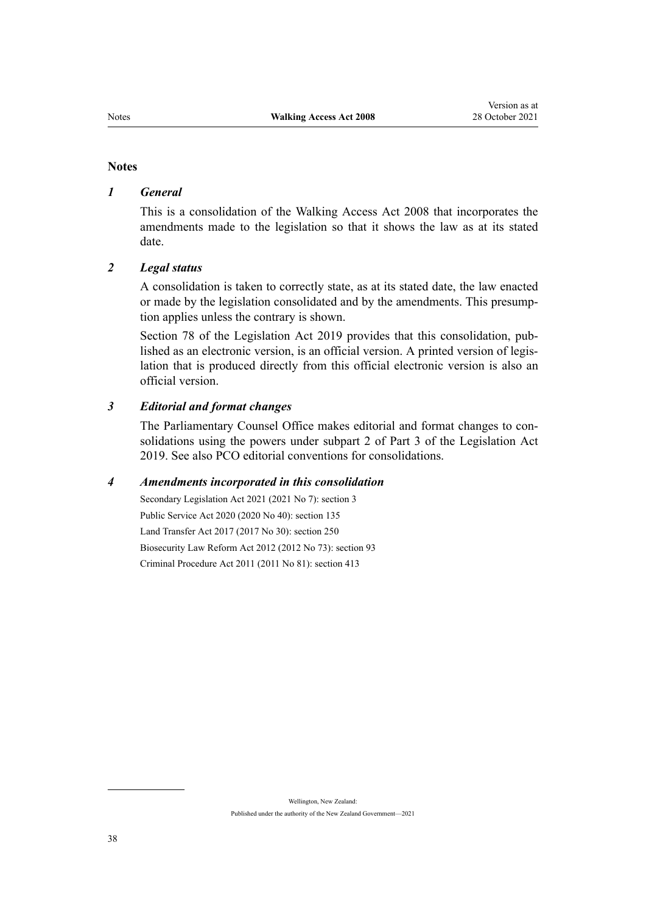## Notes

### *1 General*

This is a consolidation of the Walking Access Act 2008 that incorporates the amendments made to the legislation so that it shows the law as at its stated date.

### *2 Legal status*

A consolidation is taken to correctly state, as at its stated date, the law enacted or made by the legislation consolidated and by the amendments. This presumption applies unless the contrary is shown.

Section 78 of the Legislation Act 2019 provides that this consolidation, published as an electronic version, is an official version. A printed version of legislation that is produced directly from this official electronic version is also an official version.

### *3 Editorial and format changes*

The Parliamentary Counsel Office makes editorial and format changes to consolidations using the powers under subpart 2 of Part 3 of the Legislation Act 2019. See also PCO editorial conventions for consolidations.

### *4 Amendments incorporated in this consolidation*

Secondary Legislation Act 2021 (2021 No 7): section 3

Public Service Act 2020 (2020 No 40): section 135

Land Transfer Act 2017 (2017 No 30): section 250

Biosecurity Law Reform Act 2012 (2012 No 73): section 93

Criminal Procedure Act 2011 (2011 No 81): section 413

Wellington, New Zealand:

Published under the authority of the New Zealand Government—2021